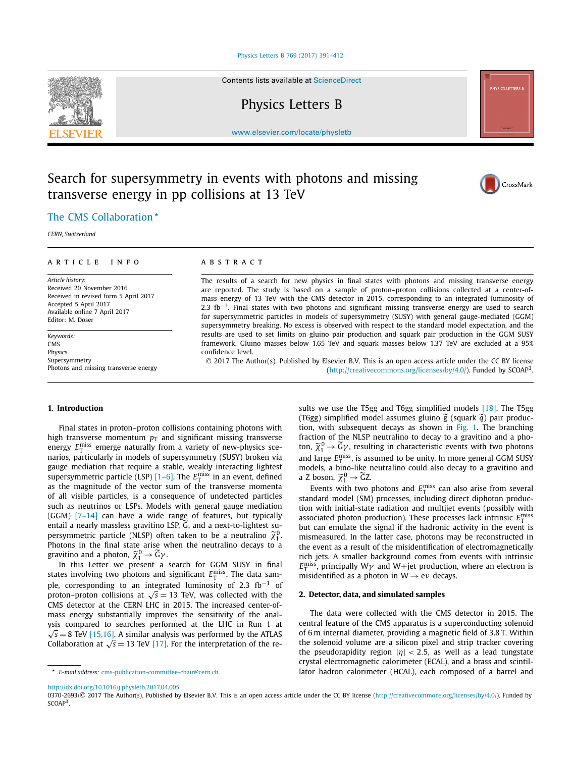Contents lists available at ScienceDirect

Physics Letters B

www.elsevier.com/locate/physletb

# Search for supersymmetry in events with photons and missing transverse energy in pp collisions at 13 TeV

The CMS Collaboration [*]

*CERN, Switzerland*

**ARTICLE INFO**

*Article history:*
Received 20 November 2016
Received in revised form 5 April 2017
Accepted 5 April 2017
Available online 7 April 2017
Editor: M. Doser

*Keywords:*
CMS
Physics
Supersymmetry
Photons and missing transverse energy

**ABSTRACT**

The results of a search for new physics in final states with photons and missing transverse energy are reported. The study is based on a sample of proton–proton collisions collected at a center-of-mass energy of 13 TeV with the CMS detector in 2015, corresponding to an integrated luminosity of 2.3 $\text{fb}^{-1}$. Final states with two photons and significant missing transverse energy are used to search for supersymmetric particles in models of supersymmetry (SUSY) with general gauge-mediated (GGM) supersymmetry breaking. No excess is observed with respect to the standard model expectation, and the results are used to set limits on gluino pair production and squark pair production in the GGM SUSY framework. Gluino masses below 1.65 TeV and squark masses below 1.37 TeV are excluded at a 95% confidence level.

© 2017 The Author(s). Published by Elsevier B.V. This is an open access article under the CC BY license (http://creativecommons.org/licenses/by/4.0/). Funded by SCOAP[3].

## 1. Introduction

Final states in proton–proton collisions containing photons with high transverse momentum $p_{\mathrm{T}}$ and significant missing transverse energy $E_{\mathrm{T}}^{\text{miss}}$ emerge naturally from a variety of new-physics scenarios, particularly in models of supersymmetry (SUSY) broken via gauge mediation that require a stable, weakly interacting lightest supersymmetric particle (LSP) [1–6]. The $E_{\mathrm{T}}^{\text{miss}}$ in an event, defined as the magnitude of the vector sum of the transverse momenta of all visible particles, is a consequence of undetected particles such as neutrinos or LSPs. Models with general gauge mediation (GGM) [7–14] can have a wide range of features, but typically entail a nearly massless gravitino LSP, $\widetilde{\mathrm{G}}$, and a next-to-lightest supersymmetric particle (NLSP) often taken to be a neutralino $\widetilde{\chi}_1^0$. Photons in the final state arise when the neutralino decays to a gravitino and a photon, $\widetilde{\chi}_1^0 \rightarrow \widetilde{\mathrm{G}}\gamma$.

In this Letter we present a search for GGM SUSY in final states involving two photons and significant $E_{\mathrm{T}}^{\text{miss}}$. The data sample, corresponding to an integrated luminosity of 2.3 $\text{fb}^{-1}$ of proton–proton collisions at $\sqrt{s} = 13$ TeV, was collected with the CMS detector at the CERN LHC in 2015. The increased center-of-mass energy substantially improves the sensitivity of the analysis compared to searches performed at the LHC in Run 1 at $\sqrt{s} = 8$ TeV [15,16]. A similar analysis was performed by the ATLAS Collaboration at $\sqrt{s} = 13$ TeV [17]. For the interpretation of the results we use the T5gg and T6gg simplified models [18]. The T5gg (T6gg) simplified model assumes gluino $\widetilde{\mathrm{g}}$ (squark $\widetilde{\mathrm{q}}$) pair production, with subsequent decays as shown in Fig. 1. The branching fraction of the NLSP neutralino to decay to a gravitino and a photon, $\widetilde{\chi}_1^0 \rightarrow \widetilde{\mathrm{G}}\gamma$, resulting in characteristic events with two photons and large $E_{\mathrm{T}}^{\text{miss}}$, is assumed to be unity. In more general GGM SUSY models, a bino-like neutralino could also decay to a gravitino and a Z boson, $\widetilde{\chi}_1^0 \rightarrow \widetilde{\mathrm{G}}\mathrm{Z}$.

Events with two photons and $E_{\mathrm{T}}^{\text{miss}}$ can also arise from several standard model (SM) processes, including direct diphoton production with initial-state radiation and multijet events (possibly with associated photon production). These processes lack intrinsic $E_{\mathrm{T}}^{\text{miss}}$ but can emulate the signal if the hadronic activity in the event is mismeasured. In the latter case, photons may be reconstructed in the event as a result of the misidentification of electromagnetically rich jets. A smaller background comes from events with intrinsic $E_{\mathrm{T}}^{\text{miss}}$, principally $\mathrm{W}\gamma$ and W+jet production, where an electron is misidentified as a photon in $\mathrm{W} \rightarrow \mathrm{e}\nu$ decays.

## 2. Detector, data, and simulated samples

The data were collected with the CMS detector in 2015. The central feature of the CMS apparatus is a superconducting solenoid of 6 m internal diameter, providing a magnetic field of 3.8 T. Within the solenoid volume are a silicon pixel and strip tracker covering the pseudorapidity region $|\eta| < 2.5$, as well as a lead tungstate crystal electromagnetic calorimeter (ECAL), and a brass and scintillator hadron calorimeter (HCAL), each composed of a barrel and

[*] E-mail address: cms-publication-committee-chair@cern.ch.

http://dx.doi.org/10.1016/j.physletb.2017.04.005
0370-2693/© 2017 The Author(s). Published by Elsevier B.V. This is an open access article under the CC BY license (http://creativecommons.org/licenses/by/4.0/). Funded by SCOAP[3].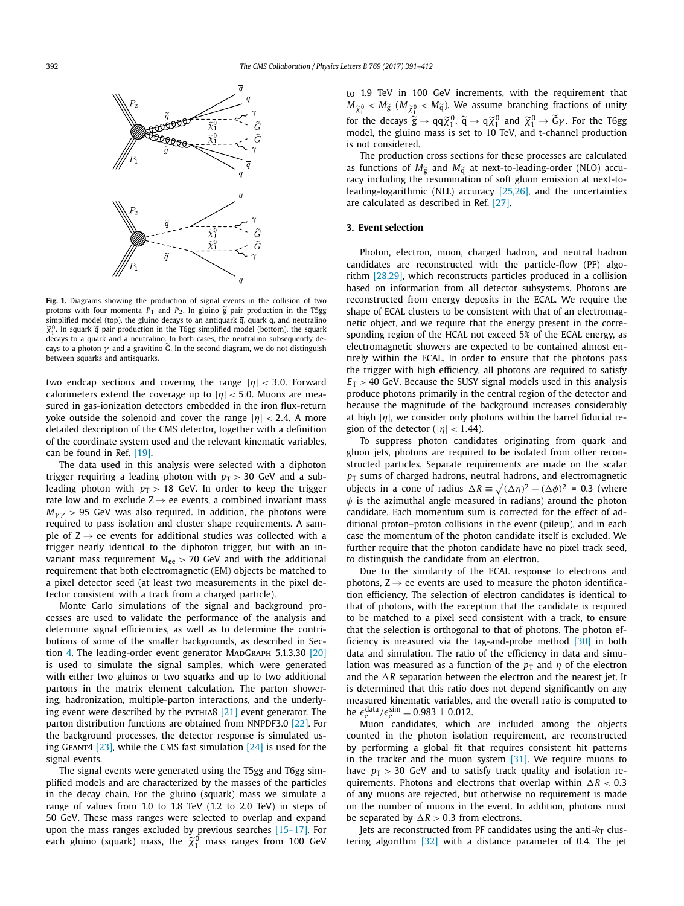**Fig. 1.** Diagrams showing the production of signal events in the collision of two protons with four momenta $P_1$ and $P_2$. In gluino $\widetilde{g}$ pair production in the T5gg simplified model (top), the gluino decays to an antiquark $\overline{q}$, quark q, and neutralino $\widetilde{\chi}_1^0$. In squark $\widetilde{q}$ pair production in the T6gg simplified model (bottom), the squark decays to a quark and a neutralino. In both cases, the neutralino subsequently decays to a photon $\gamma$ and a gravitino $\widetilde{G}$. In the second diagram, we do not distinguish between squarks and antisquarks.

two endcap sections and covering the range $|\eta| < 3.0$. Forward calorimeters extend the coverage up to $|\eta| < 5.0$. Muons are measured in gas-ionization detectors embedded in the iron flux-return yoke outside the solenoid and cover the range $|\eta| < 2.4$. A more detailed description of the CMS detector, together with a definition of the coordinate system used and the relevant kinematic variables, can be found in Ref. [19].

The data used in this analysis were selected with a diphoton trigger requiring a leading photon with $p_T > 30$ GeV and a subleading photon with $p_T > 18$ GeV. In order to keep the trigger rate low and to exclude $Z \to ee$ events, a combined invariant mass $M_{\gamma\gamma} > 95$ GeV was also required. In addition, the photons were required to pass isolation and cluster shape requirements. A sample of $Z \to ee$ events for additional studies was collected with a trigger nearly identical to the diphoton trigger, but with an invariant mass requirement $M_{ee} > 70$ GeV and with the additional requirement that both electromagnetic (EM) objects be matched to a pixel detector seed (at least two measurements in the pixel detector consistent with a track from a charged particle).

Monte Carlo simulations of the signal and background processes are used to validate the performance of the analysis and determine signal efficiencies, as well as to determine the contributions of some of the smaller backgrounds, as described in Section 4. The leading-order event generator MadGraph 5.1.3.30 [20] is used to simulate the signal samples, which were generated with either two gluinos or two squarks and up to two additional partons in the matrix element calculation. The parton showering, hadronization, multiple-parton interactions, and the underlying event were described by the pythia8 [21] event generator. The parton distribution functions are obtained from NNPDF3.0 [22]. For the background processes, the detector response is simulated using Geant4 [23], while the CMS fast simulation [24] is used for the signal events.

The signal events were generated using the T5gg and T6gg simplified models and are characterized by the masses of the particles in the decay chain. For the gluino (squark) mass we simulate a range of values from 1.0 to 1.8 TeV (1.2 to 2.0 TeV) in steps of 50 GeV. These mass ranges were selected to overlap and expand upon the mass ranges excluded by previous searches [15–17]. For each gluino (squark) mass, the $\widetilde{\chi}_1^0$ mass ranges from 100 GeV to 1.9 TeV in 100 GeV increments, with the requirement that $M_{\widetilde{\chi}_1^0} < M_{\widetilde{g}}$ ($M_{\widetilde{\chi}_1^0} < M_{\widetilde{q}}$). We assume branching fractions of unity for the decays $\widetilde{g} \to q\overline{q}\widetilde{\chi}_1^0$, $\widetilde{q} \to q\widetilde{\chi}_1^0$ and $\widetilde{\chi}_1^0 \to \widetilde{G}\gamma$. For the T6gg model, the gluino mass is set to 10 TeV, and t-channel production is not considered.

The production cross sections for these processes are calculated as functions of $M_{\widetilde{g}}$ and $M_{\widetilde{q}}$ at next-to-leading-order (NLO) accuracy including the resummation of soft gluon emission at next-to-leading-logarithmic (NLL) accuracy [25,26], and the uncertainties are calculated as described in Ref. [27].

## 3. Event selection

Photon, electron, muon, charged hadron, and neutral hadron candidates are reconstructed with the particle-flow (PF) algorithm [28,29], which reconstructs particles produced in a collision based on information from all detector subsystems. Photons are reconstructed from energy deposits in the ECAL. We require the shape of ECAL clusters to be consistent with that of an electromagnetic object, and we require that the energy present in the corresponding region of the HCAL not exceed 5% of the ECAL energy, as electromagnetic showers are expected to be contained almost entirely within the ECAL. In order to ensure that the photons pass the trigger with high efficiency, all photons are required to satisfy $E_T > 40$ GeV. Because the SUSY signal models used in this analysis produce photons primarily in the central region of the detector and because the magnitude of the background increases considerably at high $|\eta|$, we consider only photons within the barrel fiducial region of the detector ($|\eta| < 1.44$).

To suppress photon candidates originating from quark and gluon jets, photons are required to be isolated from other reconstructed particles. Separate requirements are made on the scalar $p_T$ sums of charged hadrons, neutral hadrons, and electromagnetic objects in a cone of radius $\Delta R \equiv \sqrt{(\Delta\eta)^2 + (\Delta\phi)^2} = 0.3$ (where $\phi$ is the azimuthal angle measured in radians) around the photon candidate. Each momentum sum is corrected for the effect of additional proton–proton collisions in the event (pileup), and in each case the momentum of the photon candidate itself is excluded. We further require that the photon candidate have no pixel track seed, to distinguish the candidate from an electron.

Due to the similarity of the ECAL response to electrons and photons, $Z \to ee$ events are used to measure the photon identification efficiency. The selection of electron candidates is identical to that of photons, with the exception that the candidate is required to be matched to a pixel seed consistent with a track, to ensure that the selection is orthogonal to that of photons. The photon efficiency is measured via the tag-and-probe method [30] in both data and simulation. The ratio of the efficiency in data and simulation was measured as a function of the $p_T$ and $\eta$ of the electron and the $\Delta R$ separation between the electron and the nearest jet. It is determined that this ratio does not depend significantly on any measured kinematic variables, and the overall ratio is computed to be $\epsilon_e^{\mathrm{data}}/\epsilon_e^{\mathrm{sim}} = 0.983 \pm 0.012$.

Muon candidates, which are included among the objects counted in the photon isolation requirement, are reconstructed by performing a global fit that requires consistent hit patterns in the tracker and the muon system [31]. We require muons to have $p_T > 30$ GeV and to satisfy track quality and isolation requirements. Photons and electrons that overlap within $\Delta R < 0.3$ of any muons are rejected, but otherwise no requirement is made on the number of muons in the event. In addition, photons must be separated by $\Delta R > 0.3$ from electrons.

Jets are reconstructed from PF candidates using the anti-$k_T$ clustering algorithm [32] with a distance parameter of 0.4. The jet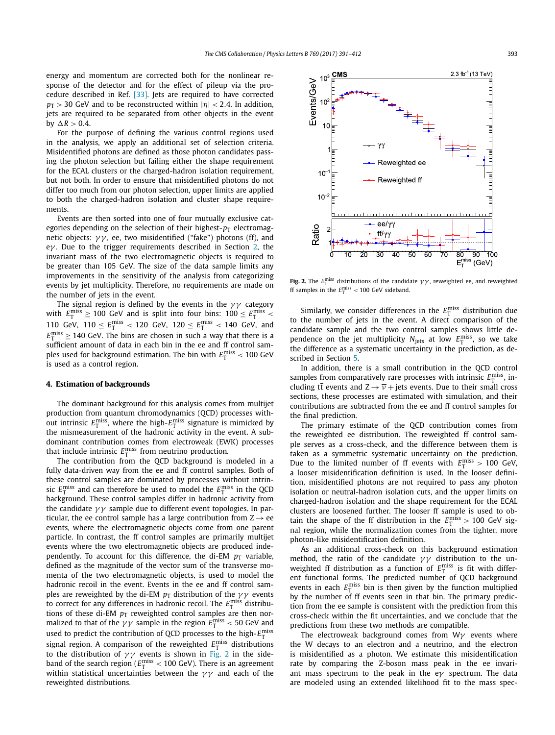energy and momentum are corrected both for the nonlinear response of the detector and for the effect of pileup via the procedure described in Ref. [33]. Jets are required to have corrected $p_T > 30$ GeV and to be reconstructed within $|\eta| < 2.4$. In addition, jets are required to be separated from other objects in the event by $\Delta R > 0.4$.

For the purpose of defining the various control regions used in the analysis, we apply an additional set of selection criteria. Misidentified photons are defined as those photon candidates passing the photon selection but failing either the shape requirement for the ECAL clusters or the charged-hadron isolation requirement, but not both. In order to ensure that misidentified photons do not differ too much from our photon selection, upper limits are applied to both the charged-hadron isolation and cluster shape requirements.

Events are then sorted into one of four mutually exclusive categories depending on the selection of their highest-$p_T$ electromagnetic objects: $\gamma\gamma$, ee, two misidentified ("fake") photons (ff), and e$\gamma$. Due to the trigger requirements described in Section 2, the invariant mass of the two electromagnetic objects is required to be greater than 105 GeV. The size of the data sample limits any improvements in the sensitivity of the analysis from categorizing events by jet multiplicity. Therefore, no requirements are made on the number of jets in the event.

The signal region is defined by the events in the $\gamma\gamma$ category with $E_T^{miss} \geq 100$ GeV and is split into four bins: $100 \leq E_T^{miss} < 110$ GeV, $110 \leq E_T^{miss} < 120$ GeV, $120 \leq E_T^{miss} < 140$ GeV, and $E_T^{miss} \geq 140$ GeV. The bins are chosen in such a way that there is a sufficient amount of data in each bin in the ee and ff control samples used for background estimation. The bin with $E_T^{miss} < 100$ GeV is used as a control region.

## 4. Estimation of backgrounds

The dominant background for this analysis comes from multijet production from quantum chromodynamics (QCD) processes without intrinsic $E_T^{miss}$, where the high-$E_T^{miss}$ signature is mimicked by the mismeasurement of the hadronic activity in the event. A subdominant contribution comes from electroweak (EWK) processes that include intrinsic $E_T^{miss}$ from neutrino production.

The contribution from the QCD background is modeled in a fully data-driven way from the ee and ff control samples. Both of these control samples are dominated by processes without intrinsic $E_T^{miss}$ and can therefore be used to model the $E_T^{miss}$ in the QCD background. These control samples differ in hadronic activity from the candidate $\gamma\gamma$ sample due to different event topologies. In particular, the ee control sample has a large contribution from $Z \to ee$ events, where the electromagnetic objects come from one parent particle. In contrast, the ff control samples are primarily multijet events where the two electromagnetic objects are produced independently. To account for this difference, the di-EM $p_T$ variable, defined as the magnitude of the vector sum of the transverse momenta of the two electromagnetic objects, is used to model the hadronic recoil in the event. Events in the ee and ff control samples are reweighted by the di-EM $p_T$ distribution of the $\gamma\gamma$ events to correct for any differences in hadronic recoil. The $E_T^{miss}$ distributions of these di-EM $p_T$ reweighted control samples are then normalized to that of the $\gamma\gamma$ sample in the region $E_T^{miss} < 50$ GeV and used to predict the contribution of QCD processes to the high-$E_T^{miss}$ signal region. A comparison of the reweighted $E_T^{miss}$ distributions to the distribution of $\gamma\gamma$ events is shown in Fig. 2 in the sideband of the search region ($E_T^{miss} < 100$ GeV). There is an agreement within statistical uncertainties between the $\gamma\gamma$ and each of the reweighted distributions.

**Fig. 2.** The $E_T^{miss}$ distributions of the candidate $\gamma\gamma$, reweighted ee, and reweighted ff samples in the $E_T^{miss} < 100$ GeV sideband.

Similarly, we consider differences in the $E_T^{miss}$ distribution due to the number of jets in the event. A direct comparison of the candidate sample and the two control samples shows little dependence on the jet multiplicity $N_{jets}$ at low $E_T^{miss}$, so we take the difference as a systematic uncertainty in the prediction, as described in Section 5.

In addition, there is a small contribution in the QCD control samples from comparatively rare processes with intrinsic $E_T^{miss}$, including $t\bar{t}$ events and $Z \to \overline{\nu} + \text{jets}$ events. Due to their small cross sections, these processes are estimated with simulation, and their contributions are subtracted from the ee and ff control samples for the final prediction.

The primary estimate of the QCD contribution comes from the reweighted ee distribution. The reweighted ff control sample serves as a cross-check, and the difference between them is taken as a symmetric systematic uncertainty on the prediction. Due to the limited number of ff events with $E_T^{miss} > 100$ GeV, a looser misidentification definition is used. In the looser definition, misidentified photons are not required to pass any photon isolation or neutral-hadron isolation cuts, and the upper limits on charged-hadron isolation and the shape requirement for the ECAL clusters are loosened further. The looser ff sample is used to obtain the shape of the ff distribution in the $E_T^{miss} > 100$ GeV signal region, while the normalization comes from the tighter, more photon-like misidentification definition.

As an additional cross-check on this background estimation method, the ratio of the candidate $\gamma\gamma$ distribution to the unweighted ff distribution as a function of $E_T^{miss}$ is fit with different functional forms. The predicted number of QCD background events in each $E_T^{miss}$ bin is then given by the function multiplied by the number of ff events seen in that bin. The primary prediction from the ee sample is consistent with the prediction from this cross-check within the fit uncertainties, and we conclude that the predictions from these two methods are compatible.

The electroweak background comes from W$\gamma$ events where the W decays to an electron and a neutrino, and the electron is misidentified as a photon. We estimate this misidentification rate by comparing the Z-boson mass peak in the ee invariant mass spectrum to the peak in the e$\gamma$ spectrum. The data are modeled using an extended likelihood fit to the mass spec-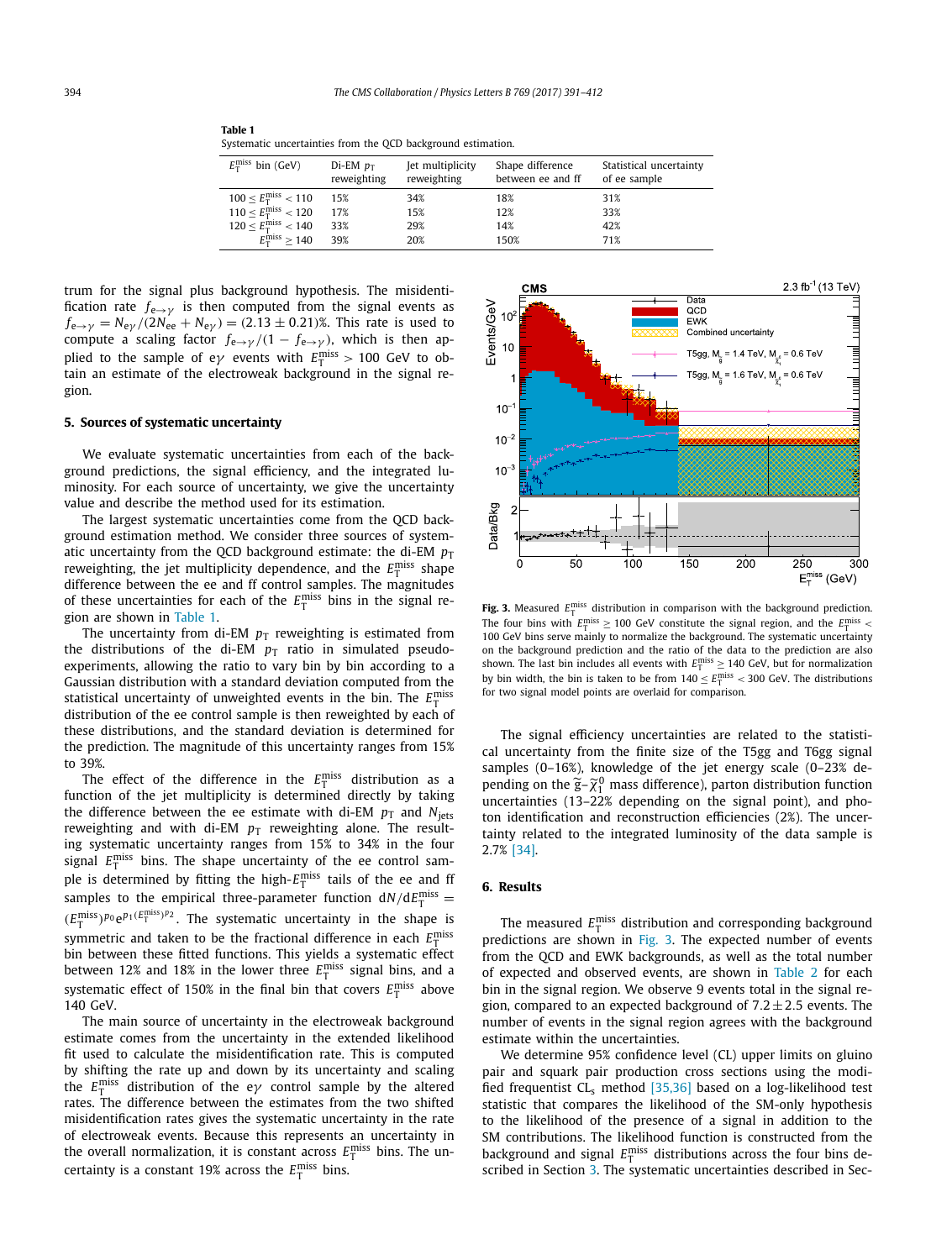**Table 1**
Systematic uncertainties from the QCD background estimation.

| $E_T^{miss}$ bin (GeV) | Di-EM $p_T$ reweighting | Jet multiplicity reweighting | Shape difference between ee and ff | Statistical uncertainty of ee sample |
|---|---|---|---|---|
| $100 \leq E_T^{miss} < 110$ | 15% | 34% | 18% | 31% |
| $110 \leq E_T^{miss} < 120$ | 17% | 15% | 12% | 33% |
| $120 \leq E_T^{miss} < 140$ | 33% | 29% | 14% | 42% |
| $E_T^{miss} \geq 140$ | 39% | 20% | 150% | 71% |

trum for the signal plus background hypothesis. The misidentification rate $f_{e\to\gamma}$ is then computed from the signal events as $f_{e\to\gamma} = N_{e\gamma}/(2N_{ee} + N_{e\gamma}) = (2.13 \pm 0.21)\%$. This rate is used to compute a scaling factor $f_{e\to\gamma}/(1 - f_{e\to\gamma})$, which is then applied to the sample of e$\gamma$ events with $E_T^{miss} > 100$ GeV to obtain an estimate of the electroweak background in the signal region.

## 5. Sources of systematic uncertainty

We evaluate systematic uncertainties from each of the background predictions, the signal efficiency, and the integrated luminosity. For each source of uncertainty, we give the uncertainty value and describe the method used for its estimation.

The largest systematic uncertainties come from the QCD background estimation method. We consider three sources of systematic uncertainty from the QCD background estimate: the di-EM $p_T$ reweighting, the jet multiplicity dependence, and the $E_T^{miss}$ shape difference between the ee and ff control samples. The magnitudes of these uncertainties for each of the $E_T^{miss}$ bins in the signal region are shown in Table 1.

The uncertainty from di-EM $p_T$ reweighting is estimated from the distributions of the di-EM $p_T$ ratio in simulated pseudo-experiments, allowing the ratio to vary bin by bin according to a Gaussian distribution with a standard deviation computed from the statistical uncertainty of unweighted events in the bin. The $E_T^{miss}$ distribution of the ee control sample is then reweighted by each of these distributions, and the standard deviation is determined for the prediction. The magnitude of this uncertainty ranges from 15% to 39%.

The effect of the difference in the $E_T^{miss}$ distribution as a function of the jet multiplicity is determined directly by taking the difference between the ee estimate with di-EM $p_T$ and $N_{jets}$ reweighting and with di-EM $p_T$ reweighting alone. The resulting systematic uncertainty ranges from 15% to 34% in the four signal $E_T^{miss}$ bins. The shape uncertainty of the ee control sample is determined by fitting the high-$E_T^{miss}$ tails of the ee and ff samples to the empirical three-parameter function $dN/dE_T^{miss} = (E_T^{miss})^{p_0} e^{p_1 (E_T^{miss})^{p_2}}$. The systematic uncertainty in the shape is symmetric and taken to be the fractional difference in each $E_T^{miss}$ bin between these fitted functions. This yields a systematic effect between 12% and 18% in the lower three $E_T^{miss}$ signal bins, and a systematic effect of 150% in the final bin that covers $E_T^{miss}$ above 140 GeV.

The main source of uncertainty in the electroweak background estimate comes from the uncertainty in the extended likelihood fit used to calculate the misidentification rate. This is computed by shifting the rate up and down by its uncertainty and scaling the $E_T^{miss}$ distribution of the e$\gamma$ control sample by the altered rates. The difference between the estimates from the two shifted misidentification rates gives the systematic uncertainty in the rate of electroweak events. Because this represents an uncertainty in the overall normalization, it is constant across $E_T^{miss}$ bins. The uncertainty is a constant 19% across the $E_T^{miss}$ bins.

**Fig. 3.** Measured $E_T^{miss}$ distribution in comparison with the background prediction. The four bins with $E_T^{miss} \geq 100$ GeV constitute the signal region, and the $E_T^{miss} < 100$ GeV bins serve mainly to normalize the background. The systematic uncertainty on the background prediction and the ratio of the data to the prediction are also shown. The last bin includes all events with $E_T^{miss} \geq 140$ GeV, but for normalization by bin width, the bin is taken to be from $140 \leq E_T^{miss} < 300$ GeV. The distributions for two signal model points are overlaid for comparison.

The signal efficiency uncertainties are related to the statistical uncertainty from the finite size of the T5gg and T6gg signal samples (0–16%), knowledge of the jet energy scale (0–23% depending on the $\widetilde{g}$–$\widetilde{\chi}_1^0$ mass difference), parton distribution function uncertainties (13–22% depending on the signal point), and photon identification and reconstruction efficiencies (2%). The uncertainty related to the integrated luminosity of the data sample is 2.7% [34].

## 6. Results

The measured $E_T^{miss}$ distribution and corresponding background predictions are shown in Fig. 3. The expected number of events from the QCD and EWK backgrounds, as well as the total number of expected and observed events, are shown in Table 2 for each bin in the signal region. We observe 9 events total in the signal region, compared to an expected background of $7.2 \pm 2.5$ events. The number of events in the signal region agrees with the background estimate within the uncertainties.

We determine 95% confidence level (CL) upper limits on gluino pair and squark pair production cross sections using the modified frequentist $CL_s$ method [35,36] based on a log-likelihood test statistic that compares the likelihood of the SM-only hypothesis to the likelihood of the presence of a signal in addition to the SM contributions. The likelihood function is constructed from the background and signal $E_T^{miss}$ distributions across the four bins described in Section 3. The systematic uncertainties described in Sec-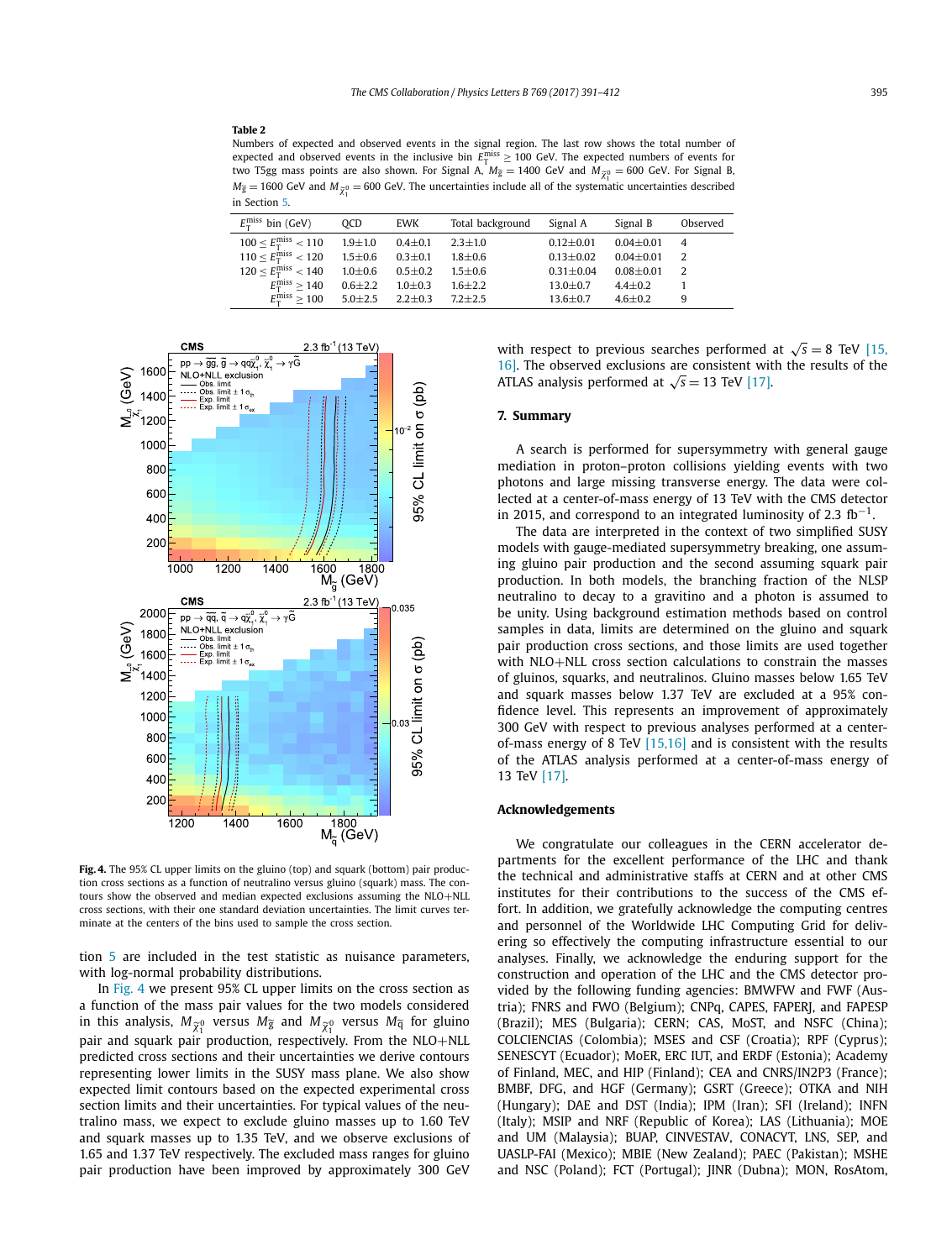**Table 2**

Numbers of expected and observed events in the signal region. The last row shows the total number of expected and observed events in the inclusive bin $E_T^{miss} \geq 100$ GeV. The expected numbers of events for two T5gg mass points are also shown. For Signal A, $M_{\tilde{g}} = 1400$ GeV and $M_{\tilde{\chi}_1^0} = 600$ GeV. For Signal B, $M_{\tilde{g}} = 1600$ GeV and $M_{\tilde{\chi}_1^0} = 600$ GeV. The uncertainties include all of the systematic uncertainties described in Section 5.

| $E_T^{miss}$ bin (GeV) | QCD | EWK | Total background | Signal A | Signal B | Observed |
|---|---|---|---|---|---|---|
| $100 \leq E_T^{miss} < 110$ | 1.9±1.0 | 0.4±0.1 | 2.3±1.0 | 0.12±0.01 | 0.04±0.01 | 4 |
| $110 \leq E_T^{miss} < 120$ | 1.5±0.6 | 0.3±0.1 | 1.8±0.6 | 0.13±0.02 | 0.04±0.01 | 2 |
| $120 \leq E_T^{miss} < 140$ | 1.0±0.6 | 0.5±0.2 | 1.5±0.6 | 0.31±0.04 | 0.08±0.01 | 2 |
| $E_T^{miss} \geq 140$ | 0.6±2.2 | 1.0±0.3 | 1.6±2.2 | 13.0±0.7 | 4.4±0.2 | 1 |
| $E_T^{miss} \geq 100$ | 5.0±2.5 | 2.2±0.3 | 7.2±2.5 | 13.6±0.7 | 4.6±0.2 | 9 |

**Fig. 4.** The 95% CL upper limits on the gluino (top) and squark (bottom) pair production cross sections as a function of neutralino versus gluino (squark) mass. The contours show the observed and median expected exclusions assuming the NLO+NLL cross sections, with their one standard deviation uncertainties. The limit curves terminate at the centers of the bins used to sample the cross section.

tion 5 are included in the test statistic as nuisance parameters, with log-normal probability distributions.

In Fig. 4 we present 95% CL upper limits on the cross section as a function of the mass pair values for the two models considered in this analysis, $M_{\tilde{\chi}_1^0}$ versus $M_{\tilde{g}}$ and $M_{\tilde{\chi}_1^0}$ versus $M_{\tilde{q}}$ for gluino pair and squark pair production, respectively. From the NLO+NLL predicted cross sections and their uncertainties we derive contours representing lower limits in the SUSY mass plane. We also show expected limit contours based on the expected experimental cross section limits and their uncertainties. For typical values of the neutralino mass, we expect to exclude gluino masses up to 1.60 TeV and squark masses up to 1.35 TeV, and we observe exclusions of 1.65 and 1.37 TeV respectively. The excluded mass ranges for gluino pair production have been improved by approximately 300 GeV with respect to previous searches performed at $\sqrt{s} = 8$ TeV [15,16]. The observed exclusions are consistent with the results of the ATLAS analysis performed at $\sqrt{s} = 13$ TeV [17].

## 7. Summary

A search is performed for supersymmetry with general gauge mediation in proton–proton collisions yielding events with two photons and large missing transverse energy. The data were collected at a center-of-mass energy of 13 TeV with the CMS detector in 2015, and correspond to an integrated luminosity of 2.3 fb$^{-1}$.

The data are interpreted in the context of two simplified SUSY models with gauge-mediated supersymmetry breaking, one assuming gluino pair production and the second assuming squark pair production. In both models, the branching fraction of the NLSP neutralino to decay to a gravitino and a photon is assumed to be unity. Using background estimation methods based on control samples in data, limits are determined on the gluino and squark pair production cross sections, and those limits are used together with NLO+NLL cross section calculations to constrain the masses of gluinos, squarks, and neutralinos. Gluino masses below 1.65 TeV and squark masses below 1.37 TeV are excluded at a 95% confidence level. This represents an improvement of approximately 300 GeV with respect to previous analyses performed at a center-of-mass energy of 8 TeV [15,16] and is consistent with the results of the ATLAS analysis performed at a center-of-mass energy of 13 TeV [17].

## Acknowledgements

We congratulate our colleagues in the CERN accelerator departments for the excellent performance of the LHC and thank the technical and administrative staffs at CERN and at other CMS institutes for their contributions to the success of the CMS effort. In addition, we gratefully acknowledge the computing centres and personnel of the Worldwide LHC Computing Grid for delivering so effectively the computing infrastructure essential to our analyses. Finally, we acknowledge the enduring support for the construction and operation of the LHC and the CMS detector provided by the following funding agencies: BMWFW and FWF (Austria); FNRS and FWO (Belgium); CNPq, CAPES, FAPERJ, and FAPESP (Brazil); MES (Bulgaria); CERN; CAS, MoST, and NSFC (China); COLCIENCIAS (Colombia); MSES and CSF (Croatia); RPF (Cyprus); SENESCYT (Ecuador); MoER, ERC IUT, and ERDF (Estonia); Academy of Finland, MEC, and HIP (Finland); CEA and CNRS/IN2P3 (France); BMBF, DFG, and HGF (Germany); GSRT (Greece); OTKA and NIH (Hungary); DAE and DST (India); IPM (Iran); SFI (Ireland); INFN (Italy); MSIP and NRF (Republic of Korea); LAS (Lithuania); MOE and UM (Malaysia); BUAP, CINVESTAV, CONACYT, LNS, SEP, and UASLP-FAI (Mexico); MBIE (New Zealand); PAEC (Pakistan); MSHE and NSC (Poland); FCT (Portugal); JINR (Dubna); MON, RosAtom,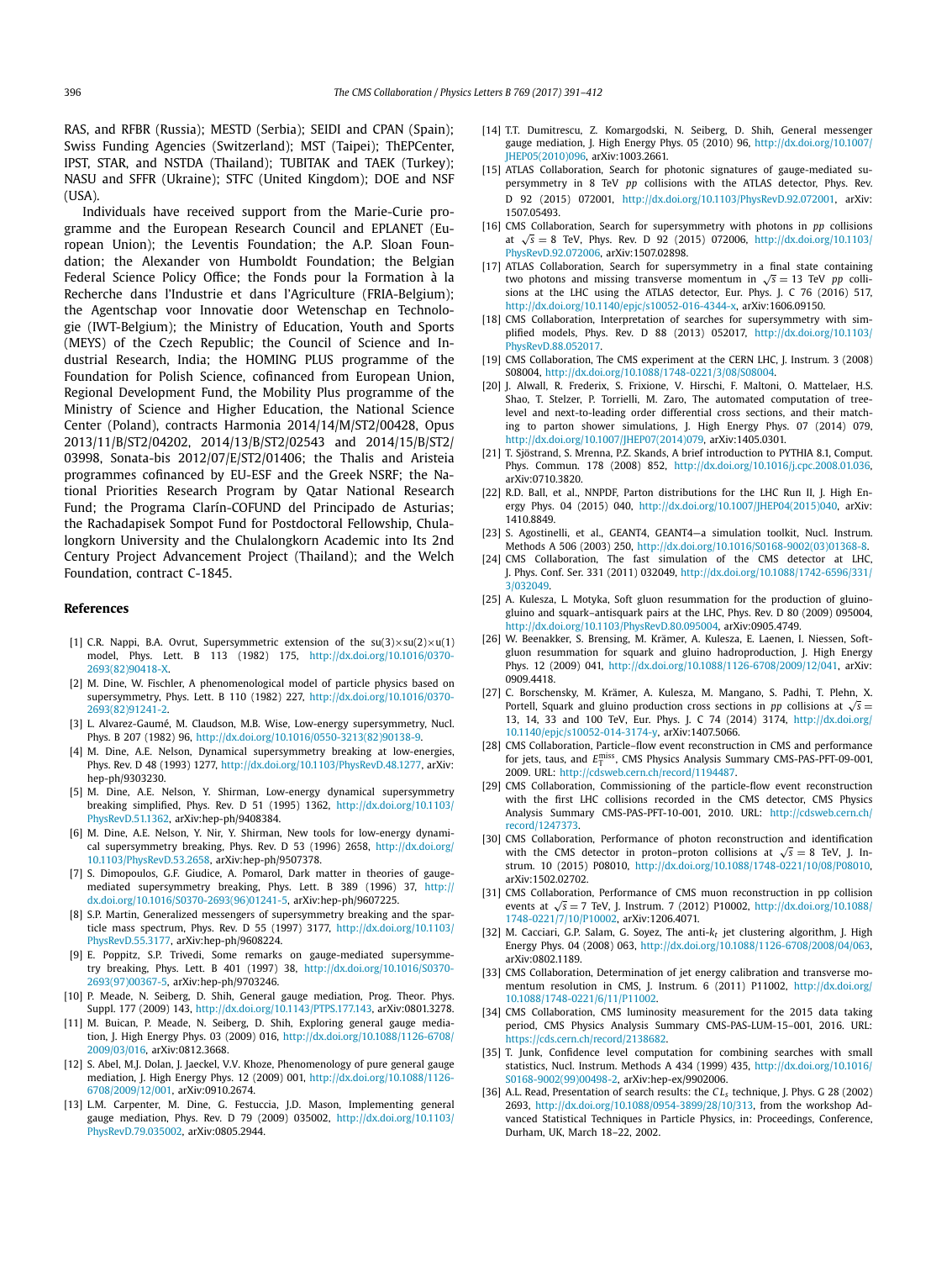RAS, and RFBR (Russia); MESTD (Serbia); SEIDI and CPAN (Spain); Swiss Funding Agencies (Switzerland); MST (Taipei); ThEPCenter, IPST, STAR, and NSTDA (Thailand); TUBITAK and TAEK (Turkey); NASU and SFFR (Ukraine); STFC (United Kingdom); DOE and NSF (USA).

Individuals have received support from the Marie-Curie programme and the European Research Council and EPLANET (European Union); the Leventis Foundation; the A.P. Sloan Foundation; the Alexander von Humboldt Foundation; the Belgian Federal Science Policy Office; the Fonds pour la Formation à la Recherche dans l'Industrie et dans l'Agriculture (FRIA-Belgium); the Agentschap voor Innovatie door Wetenschap en Technologie (IWT-Belgium); the Ministry of Education, Youth and Sports (MEYS) of the Czech Republic; the Council of Science and Industrial Research, India; the HOMING PLUS programme of the Foundation for Polish Science, cofinanced from European Union, Regional Development Fund, the Mobility Plus programme of the Ministry of Science and Higher Education, the National Science Center (Poland), contracts Harmonia 2014/14/M/ST2/00428, Opus 2013/11/B/ST2/04202, 2014/13/B/ST2/02543 and 2014/15/B/ST2/03998, Sonata-bis 2012/07/E/ST2/01406; the Thalis and Aristeia programmes cofinanced by EU-ESF and the Greek NSRF; the National Priorities Research Program by Qatar National Research Fund; the Programa Clarín-COFUND del Principado de Asturias; the Rachadapisek Sompot Fund for Postdoctoral Fellowship, Chulalongkorn University and the Chulalongkorn Academic into Its 2nd Century Project Advancement Project (Thailand); and the Welch Foundation, contract C-1845.

## References

[1] C.R. Nappi, B.A. Ovrut, Supersymmetric extension of the su(3)×su(2)×u(1) model, Phys. Lett. B 113 (1982) 175, http://dx.doi.org/10.1016/0370-2693(82)90418-X.

[2] M. Dine, W. Fischler, A phenomenological model of particle physics based on supersymmetry, Phys. Lett. B 110 (1982) 227, http://dx.doi.org/10.1016/0370-2693(82)91241-2.

[3] L. Alvarez-Gaumé, M. Claudson, M.B. Wise, Low-energy supersymmetry, Nucl. Phys. B 207 (1982) 96, http://dx.doi.org/10.1016/0550-3213(82)90138-9.

[4] M. Dine, A.E. Nelson, Dynamical supersymmetry breaking at low-energies, Phys. Rev. D 48 (1993) 1277, http://dx.doi.org/10.1103/PhysRevD.48.1277, arXiv:hep-ph/9303230.

[5] M. Dine, A.E. Nelson, Y. Shirman, Low-energy dynamical supersymmetry breaking simplified, Phys. Rev. D 51 (1995) 1362, http://dx.doi.org/10.1103/PhysRevD.51.1362, arXiv:hep-ph/9408384.

[6] M. Dine, A.E. Nelson, Y. Nir, Y. Shirman, New tools for low-energy dynamical supersymmetry breaking, Phys. Rev. D 53 (1996) 2658, http://dx.doi.org/10.1103/PhysRevD.53.2658, arXiv:hep-ph/9507378.

[7] S. Dimopoulos, G.F. Giudice, A. Pomarol, Dark matter in theories of gauge-mediated supersymmetry breaking, Phys. Lett. B 389 (1996) 37, http://dx.doi.org/10.1016/S0370-2693(96)01241-5, arXiv:hep-ph/9607225.

[8] S.P. Martin, Generalized messengers of supersymmetry breaking and the sparticle mass spectrum, Phys. Rev. D 55 (1997) 3177, http://dx.doi.org/10.1103/PhysRevD.55.3177, arXiv:hep-ph/9608224.

[9] E. Poppitz, S.P. Trivedi, Some remarks on gauge-mediated supersymmetry breaking, Phys. Lett. B 401 (1997) 38, http://dx.doi.org/10.1016/S0370-2693(97)00367-5, arXiv:hep-ph/9703246.

[10] P. Meade, N. Seiberg, D. Shih, General gauge mediation, Prog. Theor. Phys. Suppl. 177 (2009) 143, http://dx.doi.org/10.1143/PTPS.177.143, arXiv:0801.3278.

[11] M. Buican, P. Meade, N. Seiberg, D. Shih, Exploring general gauge mediation, J. High Energy Phys. 03 (2009) 016, http://dx.doi.org/10.1088/1126-6708/2009/03/016, arXiv:0812.3668.

[12] S. Abel, M.J. Dolan, J. Jaeckel, V.V. Khoze, Phenomenology of pure general gauge mediation, J. High Energy Phys. 12 (2009) 001, http://dx.doi.org/10.1088/1126-6708/2009/12/001, arXiv:0910.2674.

[13] L.M. Carpenter, M. Dine, G. Festuccia, J.D. Mason, Implementing general gauge mediation, Phys. Rev. D 79 (2009) 035002, http://dx.doi.org/10.1103/PhysRevD.79.035002, arXiv:0805.2944.

[14] T.T. Dumitrescu, Z. Komargodski, N. Seiberg, D. Shih, General messenger gauge mediation, J. High Energy Phys. 05 (2010) 96, http://dx.doi.org/10.1007/JHEP05(2010)096, arXiv:1003.2661.

[15] ATLAS Collaboration, Search for photonic signatures of gauge-mediated supersymmetry in 8 TeV $pp$ collisions with the ATLAS detector, Phys. Rev. D 92 (2015) 072001, http://dx.doi.org/10.1103/PhysRevD.92.072001, arXiv:1507.05493.

[16] CMS Collaboration, Search for supersymmetry with photons in $pp$ collisions at $\sqrt{s} = 8$ TeV, Phys. Rev. D 92 (2015) 072006, http://dx.doi.org/10.1103/PhysRevD.92.072006, arXiv:1507.02898.

[17] ATLAS Collaboration, Search for supersymmetry in a final state containing two photons and missing transverse momentum in $\sqrt{s} = 13$ TeV $pp$ collisions at the LHC using the ATLAS detector, Eur. Phys. J. C 76 (2016) 517, http://dx.doi.org/10.1140/epjc/s10052-016-4344-x, arXiv:1606.09150.

[18] CMS Collaboration, Interpretation of searches for supersymmetry with simplified models, Phys. Rev. D 88 (2013) 052017, http://dx.doi.org/10.1103/PhysRevD.88.052017.

[19] CMS Collaboration, The CMS experiment at the CERN LHC, J. Instrum. 3 (2008) S08004, http://dx.doi.org/10.1088/1748-0221/3/08/S08004.

[20] J. Alwall, R. Frederix, S. Frixione, V. Hirschi, F. Maltoni, O. Mattelaer, H.S. Shao, T. Stelzer, P. Torrielli, M. Zaro, The automated computation of tree-level and next-to-leading order differential cross sections, and their matching to parton shower simulations, J. High Energy Phys. 07 (2014) 079, http://dx.doi.org/10.1007/JHEP07(2014)079, arXiv:1405.0301.

[21] T. Sjöstrand, S. Mrenna, P.Z. Skands, A brief introduction to PYTHIA 8.1, Comput. Phys. Commun. 178 (2008) 852, http://dx.doi.org/10.1016/j.cpc.2008.01.036, arXiv:0710.3820.

[22] R.D. Ball, et al., NNPDF, Parton distributions for the LHC Run II, J. High Energy Phys. 04 (2015) 040, http://dx.doi.org/10.1007/JHEP04(2015)040, arXiv:1410.8849.

[23] S. Agostinelli, et al., GEANT4, GEANT4—a simulation toolkit, Nucl. Instrum. Methods A 506 (2003) 250, http://dx.doi.org/10.1016/S0168-9002(03)01368-8.

[24] CMS Collaboration, The fast simulation of the CMS detector at LHC, J. Phys. Conf. Ser. 331 (2011) 032049, http://dx.doi.org/10.1088/1742-6596/331/3/032049.

[25] A. Kulesza, L. Motyka, Soft gluon resummation for the production of gluino-gluino and squark–antisquark pairs at the LHC, Phys. Rev. D 80 (2009) 095004, http://dx.doi.org/10.1103/PhysRevD.80.095004, arXiv:0905.4749.

[26] W. Beenakker, S. Brensing, M. Krämer, A. Kulesza, E. Laenen, I. Niessen, Soft-gluon resummation for squark and gluino hadroproduction, J. High Energy Phys. 12 (2009) 041, http://dx.doi.org/10.1088/1126-6708/2009/12/041, arXiv:0909.4418.

[27] C. Borschensky, M. Krämer, A. Kulesza, M. Mangano, S. Padhi, T. Plehn, X. Portell, Squark and gluino production cross sections in $pp$ collisions at $\sqrt{s} =$ 13, 14, 33 and 100 TeV, Eur. Phys. J. C 74 (2014) 3174, http://dx.doi.org/10.1140/epjc/s10052-014-3174-y, arXiv:1407.5066.

[28] CMS Collaboration, Particle–flow event reconstruction in CMS and performance for jets, taus, and $E_T^{miss}$, CMS Physics Analysis Summary CMS-PAS-PFT-09-001, 2009. URL: http://cdsweb.cern.ch/record/1194487.

[29] CMS Collaboration, Commissioning of the particle-flow event reconstruction with the first LHC collisions recorded in the CMS detector, CMS Physics Analysis Summary CMS-PAS-PFT-10-001, 2010. URL: http://cdsweb.cern.ch/record/1247373.

[30] CMS Collaboration, Performance of photon reconstruction and identification with the CMS detector in proton–proton collisions at $\sqrt{s} = 8$ TeV, J. Instrum. 10 (2015) P08010, http://dx.doi.org/10.1088/1748-0221/10/08/P08010, arXiv:1502.02702.

[31] CMS Collaboration, Performance of CMS muon reconstruction in pp collision events at $\sqrt{s} = 7$ TeV, J. Instrum. 7 (2012) P10002, http://dx.doi.org/10.1088/1748-0221/7/10/P10002, arXiv:1206.4071.

[32] M. Cacciari, G.P. Salam, G. Soyez, The anti-$k_t$ jet clustering algorithm, J. High Energy Phys. 04 (2008) 063, http://dx.doi.org/10.1088/1126-6708/2008/04/063, arXiv:0802.1189.

[33] CMS Collaboration, Determination of jet energy calibration and transverse momentum resolution in CMS, J. Instrum. 6 (2011) P11002, http://dx.doi.org/10.1088/1748-0221/6/11/P11002.

[34] CMS Collaboration, CMS luminosity measurement for the 2015 data taking period, CMS Physics Analysis Summary CMS-PAS-LUM-15–001, 2016. URL: https://cds.cern.ch/record/2138682.

[35] T. Junk, Confidence level computation for combining searches with small statistics, Nucl. Instrum. Methods A 434 (1999) 435, http://dx.doi.org/10.1016/S0168-9002(99)00498-2, arXiv:hep-ex/9902006.

[36] A.L. Read, Presentation of search results: the $CL_s$ technique, J. Phys. G 28 (2002) 2693, http://dx.doi.org/10.1088/0954-3899/28/10/313, from the workshop Advanced Statistical Techniques in Particle Physics, in: Proceedings, Conference, Durham, UK, March 18–22, 2002.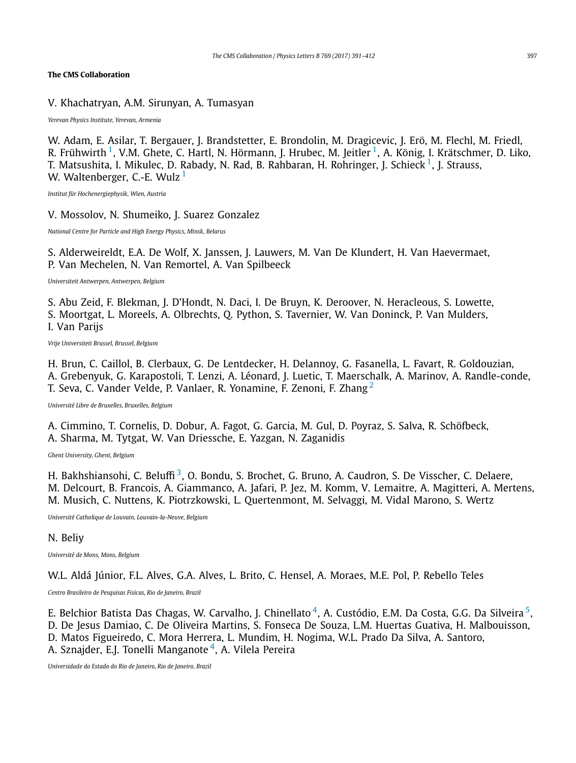### The CMS Collaboration

V. Khachatryan, A.M. Sirunyan, A. Tumasyan

*Yerevan Physics Institute, Yerevan, Armenia*

W. Adam, E. Asilar, T. Bergauer, J. Brandstetter, E. Brondolin, M. Dragicevic, J. Erö, M. Flechl, M. Friedl, R. Frühwirth [1], V.M. Ghete, C. Hartl, N. Hörmann, J. Hrubec, M. Jeitler [1], A. König, I. Krätschmer, D. Liko, T. Matsushita, I. Mikulec, D. Rabady, N. Rad, B. Rahbaran, H. Rohringer, J. Schieck [1], J. Strauss, W. Waltenberger, C.-E. Wulz [1]

*Institut für Hochenergiephysik, Wien, Austria*

V. Mossolov, N. Shumeiko, J. Suarez Gonzalez

*National Centre for Particle and High Energy Physics, Minsk, Belarus*

S. Alderweireldt, E.A. De Wolf, X. Janssen, J. Lauwers, M. Van De Klundert, H. Van Haevermaet, P. Van Mechelen, N. Van Remortel, A. Van Spilbeeck

*Universiteit Antwerpen, Antwerpen, Belgium*

S. Abu Zeid, F. Blekman, J. D'Hondt, N. Daci, I. De Bruyn, K. Deroover, N. Heracleous, S. Lowette, S. Moortgat, L. Moreels, A. Olbrechts, Q. Python, S. Tavernier, W. Van Doninck, P. Van Mulders, I. Van Parijs

*Vrije Universiteit Brussel, Brussel, Belgium*

H. Brun, C. Caillol, B. Clerbaux, G. De Lentdecker, H. Delannoy, G. Fasanella, L. Favart, R. Goldouzian, A. Grebenyuk, G. Karapostoli, T. Lenzi, A. Léonard, J. Luetic, T. Maerschalk, A. Marinov, A. Randle-conde, T. Seva, C. Vander Velde, P. Vanlaer, R. Yonamine, F. Zenoni, F. Zhang [2]

*Université Libre de Bruxelles, Bruxelles, Belgium*

A. Cimmino, T. Cornelis, D. Dobur, A. Fagot, G. Garcia, M. Gul, D. Poyraz, S. Salva, R. Schöfbeck, A. Sharma, M. Tytgat, W. Van Driessche, E. Yazgan, N. Zaganidis

*Ghent University, Ghent, Belgium*

H. Bakhshiansohi, C. Beluffi [3], O. Bondu, S. Brochet, G. Bruno, A. Caudron, S. De Visscher, C. Delaere, M. Delcourt, B. Francois, A. Giammanco, A. Jafari, P. Jez, M. Komm, V. Lemaitre, A. Magitteri, A. Mertens, M. Musich, C. Nuttens, K. Piotrzkowski, L. Quertenmont, M. Selvaggi, M. Vidal Marono, S. Wertz

*Université Catholique de Louvain, Louvain-la-Neuve, Belgium*

N. Beliy

*Université de Mons, Mons, Belgium*

W.L. Aldá Júnior, F.L. Alves, G.A. Alves, L. Brito, C. Hensel, A. Moraes, M.E. Pol, P. Rebello Teles

*Centro Brasileiro de Pesquisas Fisicas, Rio de Janeiro, Brazil*

E. Belchior Batista Das Chagas, W. Carvalho, J. Chinellato [4], A. Custódio, E.M. Da Costa, G.G. Da Silveira [5], D. De Jesus Damiao, C. De Oliveira Martins, S. Fonseca De Souza, L.M. Huertas Guativa, H. Malbouisson, D. Matos Figueiredo, C. Mora Herrera, L. Mundim, H. Nogima, W.L. Prado Da Silva, A. Santoro, A. Sznajder, E.J. Tonelli Manganote [4], A. Vilela Pereira

*Universidade do Estado do Rio de Janeiro, Rio de Janeiro, Brazil*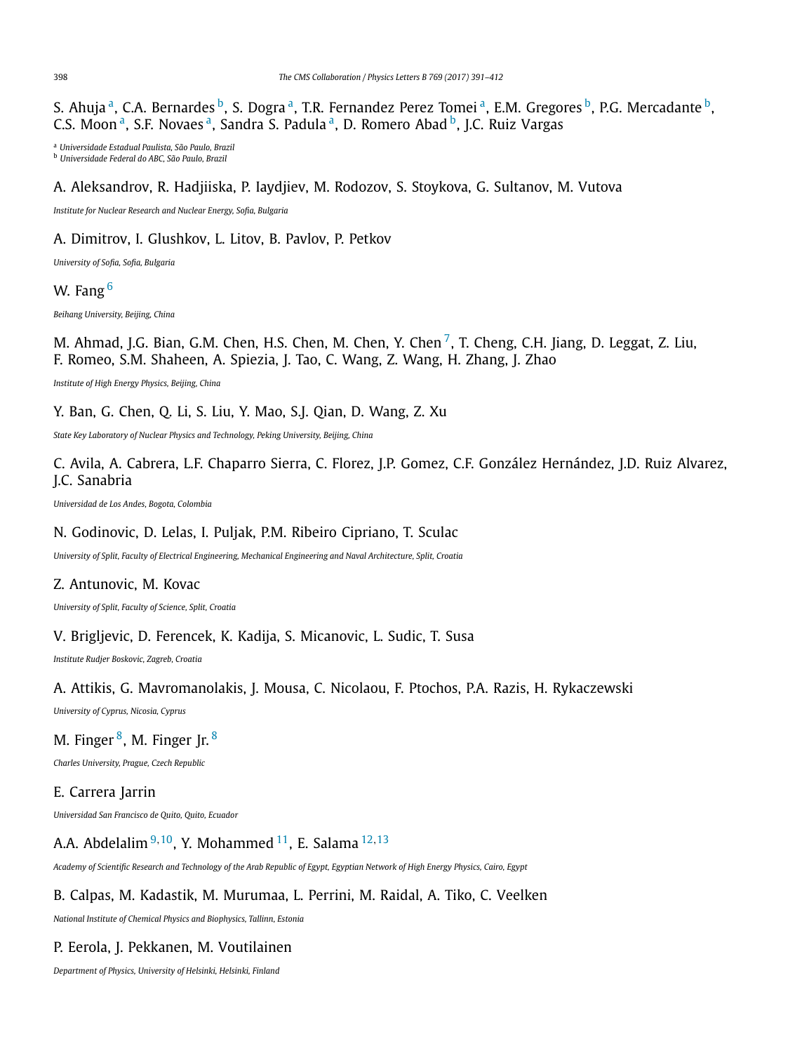S. Ahuja [a], C.A. Bernardes [b], S. Dogra [a], T.R. Fernandez Perez Tomei [a], E.M. Gregores [b], P.G. Mercadante [b], C.S. Moon [a], S.F. Novaes [a], Sandra S. Padula [a], D. Romero Abad [b], J.C. Ruiz Vargas

[a] *Universidade Estadual Paulista, São Paulo, Brazil*
[b] *Universidade Federal do ABC, São Paulo, Brazil*

A. Aleksandrov, R. Hadjiiska, P. Iaydjiev, M. Rodozov, S. Stoykova, G. Sultanov, M. Vutova

*Institute for Nuclear Research and Nuclear Energy, Sofia, Bulgaria*

A. Dimitrov, I. Glushkov, L. Litov, B. Pavlov, P. Petkov

*University of Sofia, Sofia, Bulgaria*

W. Fang [6]

*Beihang University, Beijing, China*

M. Ahmad, J.G. Bian, G.M. Chen, H.S. Chen, M. Chen, Y. Chen [7], T. Cheng, C.H. Jiang, D. Leggat, Z. Liu, F. Romeo, S.M. Shaheen, A. Spiezia, J. Tao, C. Wang, Z. Wang, H. Zhang, J. Zhao

*Institute of High Energy Physics, Beijing, China*

Y. Ban, G. Chen, Q. Li, S. Liu, Y. Mao, S.J. Qian, D. Wang, Z. Xu

*State Key Laboratory of Nuclear Physics and Technology, Peking University, Beijing, China*

C. Avila, A. Cabrera, L.F. Chaparro Sierra, C. Florez, J.P. Gomez, C.F. González Hernández, J.D. Ruiz Alvarez, J.C. Sanabria

*Universidad de Los Andes, Bogota, Colombia*

N. Godinovic, D. Lelas, I. Puljak, P.M. Ribeiro Cipriano, T. Sculac

*University of Split, Faculty of Electrical Engineering, Mechanical Engineering and Naval Architecture, Split, Croatia*

Z. Antunovic, M. Kovac

*University of Split, Faculty of Science, Split, Croatia*

V. Brigljevic, D. Ferencek, K. Kadija, S. Micanovic, L. Sudic, T. Susa

*Institute Rudjer Boskovic, Zagreb, Croatia*

A. Attikis, G. Mavromanolakis, J. Mousa, C. Nicolaou, F. Ptochos, P.A. Razis, H. Rykaczewski

*University of Cyprus, Nicosia, Cyprus*

M. Finger [8], M. Finger Jr. [8]

*Charles University, Prague, Czech Republic*

E. Carrera Jarrin

*Universidad San Francisco de Quito, Quito, Ecuador*

A.A. Abdelalim [9,10], Y. Mohammed [11], E. Salama [12,13]

*Academy of Scientific Research and Technology of the Arab Republic of Egypt, Egyptian Network of High Energy Physics, Cairo, Egypt*

B. Calpas, M. Kadastik, M. Murumaa, L. Perrini, M. Raidal, A. Tiko, C. Veelken

*National Institute of Chemical Physics and Biophysics, Tallinn, Estonia*

P. Eerola, J. Pekkanen, M. Voutilainen

*Department of Physics, University of Helsinki, Helsinki, Finland*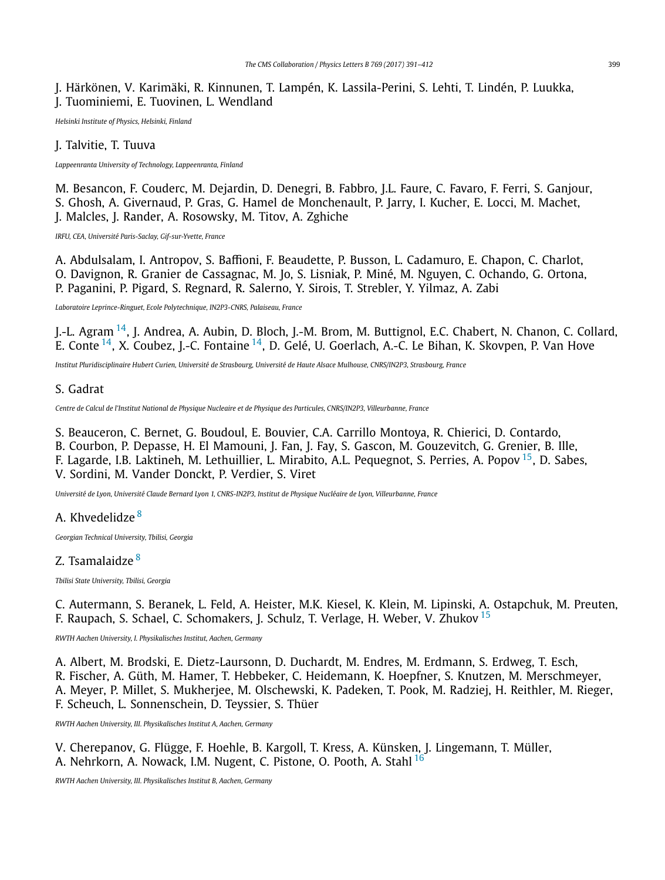J. Härkönen, V. Karimäki, R. Kinnunen, T. Lampén, K. Lassila-Perini, S. Lehti, T. Lindén, P. Luukka, J. Tuominiemi, E. Tuovinen, L. Wendland

*Helsinki Institute of Physics, Helsinki, Finland*

J. Talvitie, T. Tuuva

*Lappeenranta University of Technology, Lappeenranta, Finland*

M. Besancon, F. Couderc, M. Dejardin, D. Denegri, B. Fabbro, J.L. Faure, C. Favaro, F. Ferri, S. Ganjour, S. Ghosh, A. Givernaud, P. Gras, G. Hamel de Monchenault, P. Jarry, I. Kucher, E. Locci, M. Machet, J. Malcles, J. Rander, A. Rosowsky, M. Titov, A. Zghiche

*IRFU, CEA, Université Paris-Saclay, Gif-sur-Yvette, France*

A. Abdulsalam, I. Antropov, S. Baffioni, F. Beaudette, P. Busson, L. Cadamuro, E. Chapon, C. Charlot, O. Davignon, R. Granier de Cassagnac, M. Jo, S. Lisniak, P. Miné, M. Nguyen, C. Ochando, G. Ortona, P. Paganini, P. Pigard, S. Regnard, R. Salerno, Y. Sirois, T. Strebler, Y. Yilmaz, A. Zabi

*Laboratoire Leprince-Ringuet, Ecole Polytechnique, IN2P3-CNRS, Palaiseau, France*

J.-L. Agram [14], J. Andrea, A. Aubin, D. Bloch, J.-M. Brom, M. Buttignol, E.C. Chabert, N. Chanon, C. Collard, E. Conte [14], X. Coubez, J.-C. Fontaine [14], D. Gelé, U. Goerlach, A.-C. Le Bihan, K. Skovpen, P. Van Hove

*Institut Pluridisciplinaire Hubert Curien, Université de Strasbourg, Université de Haute Alsace Mulhouse, CNRS/IN2P3, Strasbourg, France*

S. Gadrat

*Centre de Calcul de l'Institut National de Physique Nucleaire et de Physique des Particules, CNRS/IN2P3, Villeurbanne, France*

S. Beauceron, C. Bernet, G. Boudoul, E. Bouvier, C.A. Carrillo Montoya, R. Chierici, D. Contardo, B. Courbon, P. Depasse, H. El Mamouni, J. Fan, J. Fay, S. Gascon, M. Gouzevitch, G. Grenier, B. Ille, F. Lagarde, I.B. Laktineh, M. Lethuillier, L. Mirabito, A.L. Pequegnot, S. Perries, A. Popov [15], D. Sabes, V. Sordini, M. Vander Donckt, P. Verdier, S. Viret

*Université de Lyon, Université Claude Bernard Lyon 1, CNRS-IN2P3, Institut de Physique Nucléaire de Lyon, Villeurbanne, France*

A. Khvedelidze [8]

*Georgian Technical University, Tbilisi, Georgia*

Z. Tsamalaidze [8]

*Tbilisi State University, Tbilisi, Georgia*

C. Autermann, S. Beranek, L. Feld, A. Heister, M.K. Kiesel, K. Klein, M. Lipinski, A. Ostapchuk, M. Preuten, F. Raupach, S. Schael, C. Schomakers, J. Schulz, T. Verlage, H. Weber, V. Zhukov [15]

*RWTH Aachen University, I. Physikalisches Institut, Aachen, Germany*

A. Albert, M. Brodski, E. Dietz-Laursonn, D. Duchardt, M. Endres, M. Erdmann, S. Erdweg, T. Esch, R. Fischer, A. Güth, M. Hamer, T. Hebbeker, C. Heidemann, K. Hoepfner, S. Knutzen, M. Merschmeyer, A. Meyer, P. Millet, S. Mukherjee, M. Olschewski, K. Padeken, T. Pook, M. Radziej, H. Reithler, M. Rieger, F. Scheuch, L. Sonnenschein, D. Teyssier, S. Thüer

*RWTH Aachen University, III. Physikalisches Institut A, Aachen, Germany*

V. Cherepanov, G. Flügge, F. Hoehle, B. Kargoll, T. Kress, A. Künsken, J. Lingemann, T. Müller, A. Nehrkorn, A. Nowack, I.M. Nugent, C. Pistone, O. Pooth, A. Stahl [16]

*RWTH Aachen University, III. Physikalisches Institut B, Aachen, Germany*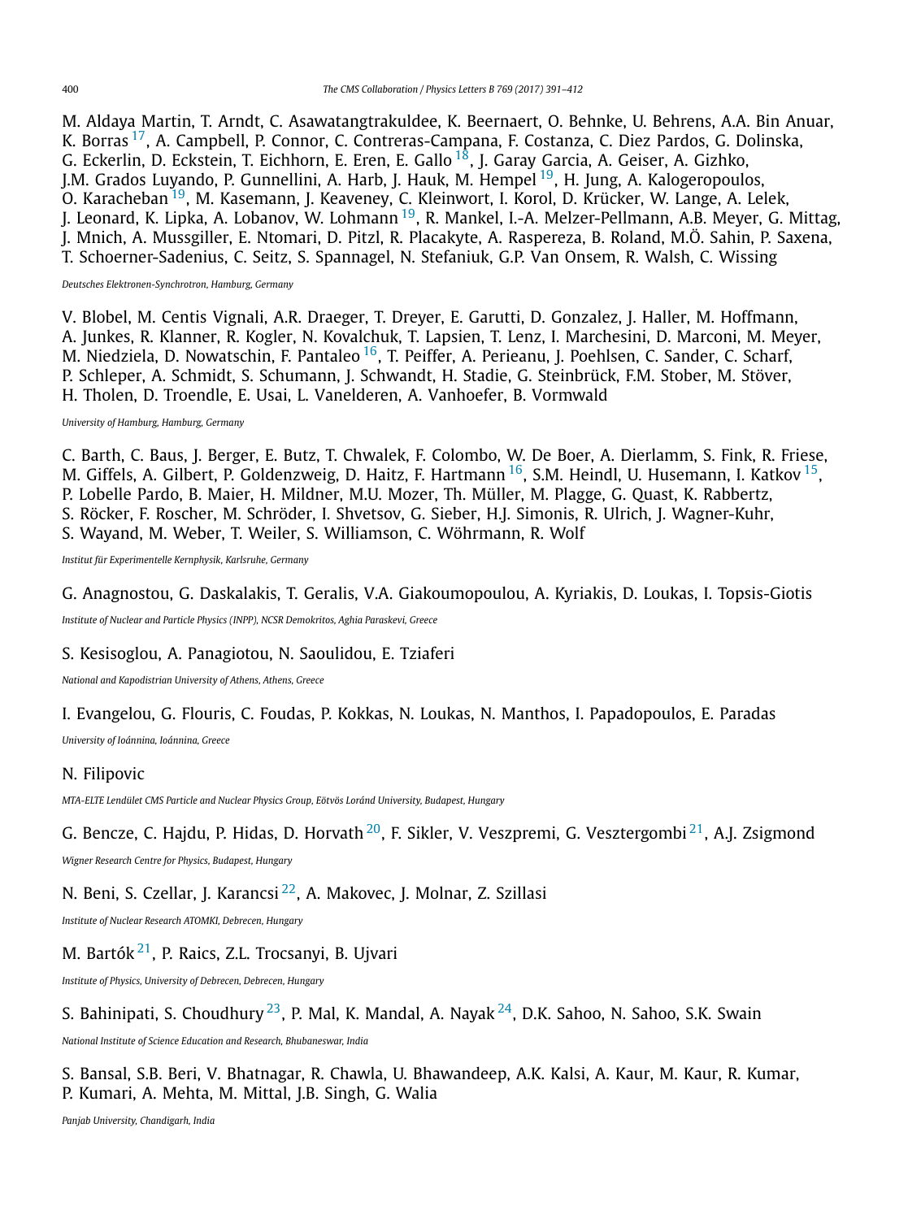M. Aldaya Martin, T. Arndt, C. Asawatangtrakuldee, K. Beernaert, O. Behnke, U. Behrens, A.A. Bin Anuar, K. Borras [17], A. Campbell, P. Connor, C. Contreras-Campana, F. Costanza, C. Diez Pardos, G. Dolinska, G. Eckerlin, D. Eckstein, T. Eichhorn, E. Eren, E. Gallo [18], J. Garay Garcia, A. Geiser, A. Gizhko, J.M. Grados Luyando, P. Gunnellini, A. Harb, J. Hauk, M. Hempel [19], H. Jung, A. Kalogeropoulos, O. Karacheban [19], M. Kasemann, J. Keaveney, C. Kleinwort, I. Korol, D. Krücker, W. Lange, A. Lelek, J. Leonard, K. Lipka, A. Lobanov, W. Lohmann [19], R. Mankel, I.-A. Melzer-Pellmann, A.B. Meyer, G. Mittag, J. Mnich, A. Mussgiller, E. Ntomari, D. Pitzl, R. Placakyte, A. Raspereza, B. Roland, M.Ö. Sahin, P. Saxena, T. Schoerner-Sadenius, C. Seitz, S. Spannagel, N. Stefaniuk, G.P. Van Onsem, R. Walsh, C. Wissing

*Deutsches Elektronen-Synchrotron, Hamburg, Germany*

V. Blobel, M. Centis Vignali, A.R. Draeger, T. Dreyer, E. Garutti, D. Gonzalez, J. Haller, M. Hoffmann, A. Junkes, R. Klanner, R. Kogler, N. Kovalchuk, T. Lapsien, T. Lenz, I. Marchesini, D. Marconi, M. Meyer, M. Niedziela, D. Nowatschin, F. Pantaleo [16], T. Peiffer, A. Perieanu, J. Poehlsen, C. Sander, C. Scharf, P. Schleper, A. Schmidt, S. Schumann, J. Schwandt, H. Stadie, G. Steinbrück, F.M. Stober, M. Stöver, H. Tholen, D. Troendle, E. Usai, L. Vanelderen, A. Vanhoefer, B. Vormwald

*University of Hamburg, Hamburg, Germany*

C. Barth, C. Baus, J. Berger, E. Butz, T. Chwalek, F. Colombo, W. De Boer, A. Dierlamm, S. Fink, R. Friese, M. Giffels, A. Gilbert, P. Goldenzweig, D. Haitz, F. Hartmann [16], S.M. Heindl, U. Husemann, I. Katkov [15], P. Lobelle Pardo, B. Maier, H. Mildner, M.U. Mozer, Th. Müller, M. Plagge, G. Quast, K. Rabbertz, S. Röcker, F. Roscher, M. Schröder, I. Shvetsov, G. Sieber, H.J. Simonis, R. Ulrich, J. Wagner-Kuhr, S. Wayand, M. Weber, T. Weiler, S. Williamson, C. Wöhrmann, R. Wolf

*Institut für Experimentelle Kernphysik, Karlsruhe, Germany*

G. Anagnostou, G. Daskalakis, T. Geralis, V.A. Giakoumopoulou, A. Kyriakis, D. Loukas, I. Topsis-Giotis

*Institute of Nuclear and Particle Physics (INPP), NCSR Demokritos, Aghia Paraskevi, Greece*

S. Kesisoglou, A. Panagiotou, N. Saoulidou, E. Tziaferi

*National and Kapodistrian University of Athens, Athens, Greece*

I. Evangelou, G. Flouris, C. Foudas, P. Kokkas, N. Loukas, N. Manthos, I. Papadopoulos, E. Paradas

*University of Ioánnina, Ioánnina, Greece*

N. Filipovic

*MTA-ELTE Lendület CMS Particle and Nuclear Physics Group, Eötvös Loránd University, Budapest, Hungary*

G. Bencze, C. Hajdu, P. Hidas, D. Horvath [20], F. Sikler, V. Veszpremi, G. Vesztergombi [21], A.J. Zsigmond

*Wigner Research Centre for Physics, Budapest, Hungary*

N. Beni, S. Czellar, J. Karancsi [22], A. Makovec, J. Molnar, Z. Szillasi

*Institute of Nuclear Research ATOMKI, Debrecen, Hungary*

M. Bartók [21], P. Raics, Z.L. Trocsanyi, B. Ujvari

*Institute of Physics, University of Debrecen, Debrecen, Hungary*

S. Bahinipati, S. Choudhury [23], P. Mal, K. Mandal, A. Nayak [24], D.K. Sahoo, N. Sahoo, S.K. Swain

*National Institute of Science Education and Research, Bhubaneswar, India*

S. Bansal, S.B. Beri, V. Bhatnagar, R. Chawla, U. Bhawandeep, A.K. Kalsi, A. Kaur, M. Kaur, R. Kumar, P. Kumari, A. Mehta, M. Mittal, J.B. Singh, G. Walia

*Panjab University, Chandigarh, India*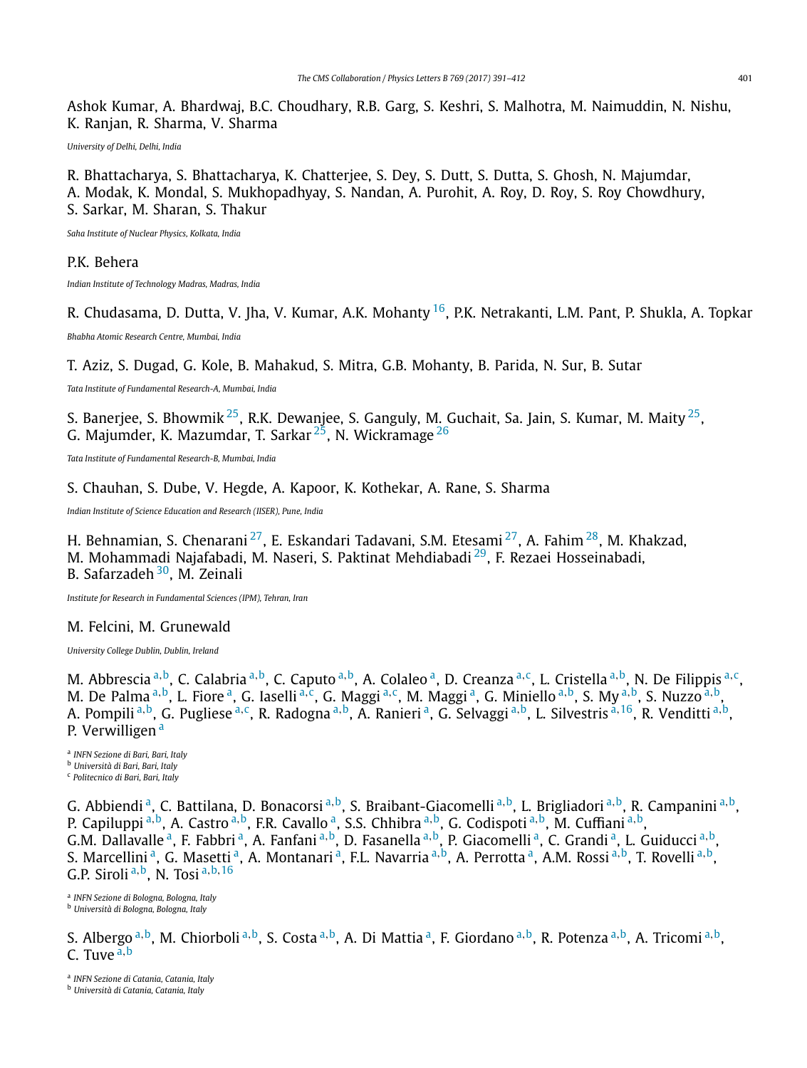Ashok Kumar, A. Bhardwaj, B.C. Choudhary, R.B. Garg, S. Keshri, S. Malhotra, M. Naimuddin, N. Nishu, K. Ranjan, R. Sharma, V. Sharma

*University of Delhi, Delhi, India*

R. Bhattacharya, S. Bhattacharya, K. Chatterjee, S. Dey, S. Dutt, S. Dutta, S. Ghosh, N. Majumdar, A. Modak, K. Mondal, S. Mukhopadhyay, S. Nandan, A. Purohit, A. Roy, D. Roy, S. Roy Chowdhury, S. Sarkar, M. Sharan, S. Thakur

*Saha Institute of Nuclear Physics, Kolkata, India*

P.K. Behera

*Indian Institute of Technology Madras, Madras, India*

R. Chudasama, D. Dutta, V. Jha, V. Kumar, A.K. Mohanty [16], P.K. Netrakanti, L.M. Pant, P. Shukla, A. Topkar

*Bhabha Atomic Research Centre, Mumbai, India*

T. Aziz, S. Dugad, G. Kole, B. Mahakud, S. Mitra, G.B. Mohanty, B. Parida, N. Sur, B. Sutar

*Tata Institute of Fundamental Research-A, Mumbai, India*

S. Banerjee, S. Bhowmik [25], R.K. Dewanjee, S. Ganguly, M. Guchait, Sa. Jain, S. Kumar, M. Maity [25], G. Majumder, K. Mazumdar, T. Sarkar [25], N. Wickramage [26]

*Tata Institute of Fundamental Research-B, Mumbai, India*

S. Chauhan, S. Dube, V. Hegde, A. Kapoor, K. Kothekar, A. Rane, S. Sharma

*Indian Institute of Science Education and Research (IISER), Pune, India*

H. Behnamian, S. Chenarani [27], E. Eskandari Tadavani, S.M. Etesami [27], A. Fahim [28], M. Khakzad, M. Mohammadi Najafabadi, M. Naseri, S. Paktinat Mehdiabadi [29], F. Rezaei Hosseinabadi, B. Safarzadeh [30], M. Zeinali

*Institute for Research in Fundamental Sciences (IPM), Tehran, Iran*

M. Felcini, M. Grunewald

*University College Dublin, Dublin, Ireland*

M. Abbrescia [a,b], C. Calabria [a,b], C. Caputo [a,b], A. Colaleo [a], D. Creanza [a,c], L. Cristella [a,b], N. De Filippis [a,c], M. De Palma [a,b], L. Fiore [a], G. Iaselli [a,c], G. Maggi [a,c], M. Maggi [a], G. Miniello [a,b], S. My [a,b], S. Nuzzo [a,b], A. Pompili [a,b], G. Pugliese [a,c], R. Radogna [a,b], A. Ranieri [a], G. Selvaggi [a,b], L. Silvestris [a,16], R. Venditti [a,b], P. Verwilligen [a]

[a] *INFN Sezione di Bari, Bari, Italy*
[b] *Università di Bari, Bari, Italy*
[c] *Politecnico di Bari, Bari, Italy*

G. Abbiendi [a], C. Battilana, D. Bonacorsi [a,b], S. Braibant-Giacomelli [a,b], L. Brigliadori [a,b], R. Campanini [a,b], P. Capiluppi [a,b], A. Castro [a,b], F.R. Cavallo [a], S.S. Chhibra [a,b], G. Codispoti [a,b], M. Cuffiani [a,b], G.M. Dallavalle [a], F. Fabbri [a], A. Fanfani [a,b], D. Fasanella [a,b], P. Giacomelli [a], C. Grandi [a], L. Guiducci [a,b], S. Marcellini [a], G. Masetti [a], A. Montanari [a], F.L. Navarria [a,b], A. Perrotta [a], A.M. Rossi [a,b], T. Rovelli [a,b], G.P. Siroli [a,b], N. Tosi [a,b,16]

[a] *INFN Sezione di Bologna, Bologna, Italy*
[b] *Università di Bologna, Bologna, Italy*

S. Albergo [a,b], M. Chiorboli [a,b], S. Costa [a,b], A. Di Mattia [a], F. Giordano [a,b], R. Potenza [a,b], A. Tricomi [a,b], C. Tuve [a,b]

[a] *INFN Sezione di Catania, Catania, Italy*
[b] *Università di Catania, Catania, Italy*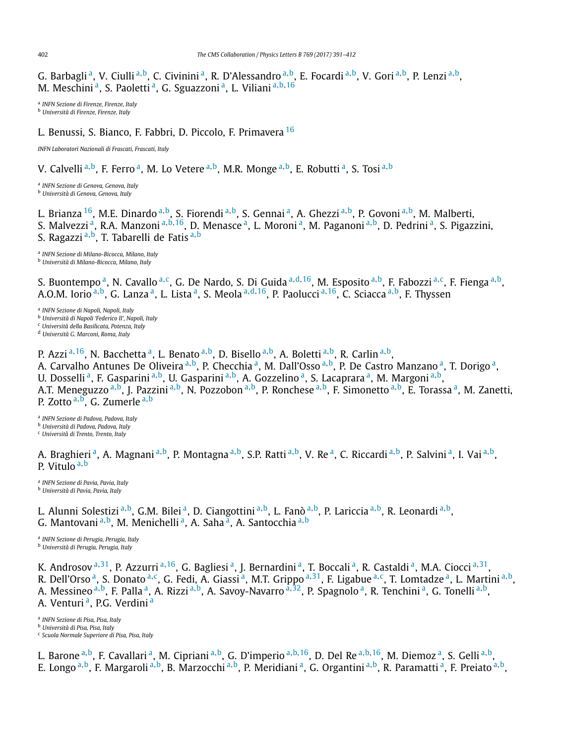G. Barbagli [a], V. Ciulli [a,b], C. Civinini [a], R. D'Alessandro [a,b], E. Focardi [a,b], V. Gori [a,b], P. Lenzi [a,b], M. Meschini [a], S. Paoletti [a], G. Sguazzoni [a], L. Viliani [a,b,16]

[a] *INFN Sezione di Firenze, Firenze, Italy*
[b] *Università di Firenze, Firenze, Italy*

L. Benussi, S. Bianco, F. Fabbri, D. Piccolo, F. Primavera [16]

*INFN Laboratori Nazionali di Frascati, Frascati, Italy*

V. Calvelli [a,b], F. Ferro [a], M. Lo Vetere [a,b], M.R. Monge [a,b], E. Robutti [a], S. Tosi [a,b]

[a] *INFN Sezione di Genova, Genova, Italy*
[b] *Università di Genova, Genova, Italy*

L. Brianza [16], M.E. Dinardo [a,b], S. Fiorendi [a,b], S. Gennai [a], A. Ghezzi [a,b], P. Govoni [a,b], M. Malberti, S. Malvezzi [a], R.A. Manzoni [a,b,16], D. Menasce [a], L. Moroni [a], M. Paganoni [a,b], D. Pedrini [a], S. Pigazzini, S. Ragazzi [a,b], T. Tabarelli de Fatis [a,b]

[a] *INFN Sezione di Milano-Bicocca, Milano, Italy*
[b] *Università di Milano-Bicocca, Milano, Italy*

S. Buontempo [a], N. Cavallo [a,c], G. De Nardo, S. Di Guida [a,d,16], M. Esposito [a,b], F. Fabozzi [a,c], F. Fienga [a,b], A.O.M. Iorio [a,b], G. Lanza [a], L. Lista [a], S. Meola [a,d,16], P. Paolucci [a,16], C. Sciacca [a,b], F. Thyssen

[a] *INFN Sezione di Napoli, Napoli, Italy*
[b] *Università di Napoli 'Federico II', Napoli, Italy*
[c] *Università della Basilicata, Potenza, Italy*
[d] *Università G. Marconi, Roma, Italy*

P. Azzi [a,16], N. Bacchetta [a], L. Benato [a,b], D. Bisello [a,b], A. Boletti [a,b], R. Carlin [a,b], A. Carvalho Antunes De Oliveira [a,b], P. Checchia [a], M. Dall'Osso [a,b], P. De Castro Manzano [a], T. Dorigo [a], U. Dosselli [a], F. Gasparini [a,b], U. Gasparini [a,b], A. Gozzelino [a], S. Lacaprara [a], M. Margoni [a,b], A.T. Meneguzzo [a,b], J. Pazzini [a,b], N. Pozzobon [a,b], P. Ronchese [a,b], F. Simonetto [a,b], E. Torassa [a], M. Zanetti, P. Zotto [a,b], G. Zumerle [a,b]

[a] *INFN Sezione di Padova, Padova, Italy*
[b] *Università di Padova, Padova, Italy*
[c] *Università di Trento, Trento, Italy*

A. Braghieri [a], A. Magnani [a,b], P. Montagna [a,b], S.P. Ratti [a,b], V. Re [a], C. Riccardi [a,b], P. Salvini [a], I. Vai [a,b], P. Vitulo [a,b]

[a] *INFN Sezione di Pavia, Pavia, Italy*
[b] *Università di Pavia, Pavia, Italy*

L. Alunni Solestizi [a,b], G.M. Bilei [a], D. Ciangottini [a,b], L. Fanò [a,b], P. Lariccia [a,b], R. Leonardi [a,b], G. Mantovani [a,b], M. Menichelli [a], A. Saha [a], A. Santocchia [a,b]

[a] *INFN Sezione di Perugia, Perugia, Italy*
[b] *Università di Perugia, Perugia, Italy*

K. Androsov [a,31], P. Azzurri [a,16], G. Bagliesi [a], J. Bernardini [a], T. Boccali [a], R. Castaldi [a], M.A. Ciocci [a,31], R. Dell'Orso [a], S. Donato [a,c], G. Fedi, A. Giassi [a], M.T. Grippo [a,31], F. Ligabue [a,c], T. Lomtadze [a], L. Martini [a,b], A. Messineo [a,b], F. Palla [a], A. Rizzi [a,b], A. Savoy-Navarro [a,32], P. Spagnolo [a], R. Tenchini [a], G. Tonelli [a,b], A. Venturi [a], P.G. Verdini [a]

[a] *INFN Sezione di Pisa, Pisa, Italy*
[b] *Università di Pisa, Pisa, Italy*
[c] *Scuola Normale Superiore di Pisa, Pisa, Italy*

L. Barone [a,b], F. Cavallari [a], M. Cipriani [a,b], G. D'imperio [a,b,16], D. Del Re [a,b,16], M. Diemoz [a], S. Gelli [a,b], E. Longo [a,b], F. Margaroli [a,b], B. Marzocchi [a,b], P. Meridiani [a], G. Organtini [a,b], R. Paramatti [a], F. Preiato [a,b],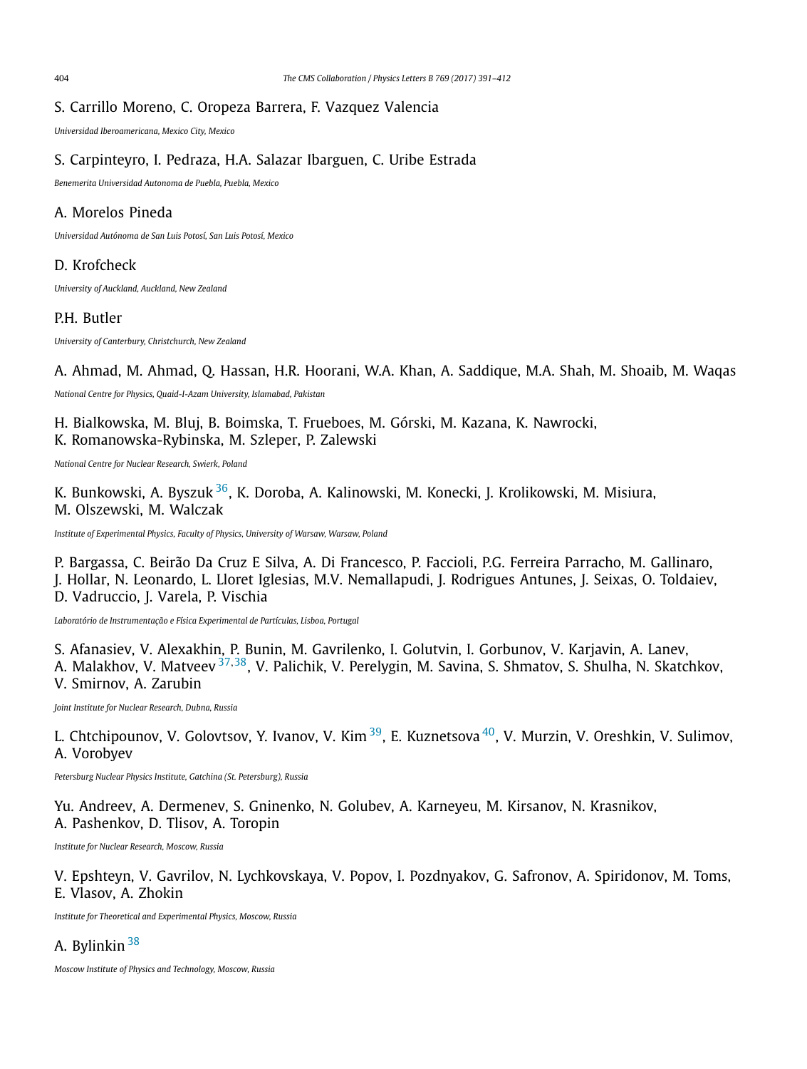S. Carrillo Moreno, C. Oropeza Barrera, F. Vazquez Valencia

*Universidad Iberoamericana, Mexico City, Mexico*

S. Carpinteyro, I. Pedraza, H.A. Salazar Ibarguen, C. Uribe Estrada

*Benemerita Universidad Autonoma de Puebla, Puebla, Mexico*

A. Morelos Pineda

*Universidad Autónoma de San Luis Potosí, San Luis Potosí, Mexico*

D. Krofcheck

*University of Auckland, Auckland, New Zealand*

P.H. Butler

*University of Canterbury, Christchurch, New Zealand*

A. Ahmad, M. Ahmad, Q. Hassan, H.R. Hoorani, W.A. Khan, A. Saddique, M.A. Shah, M. Shoaib, M. Waqas

*National Centre for Physics, Quaid-I-Azam University, Islamabad, Pakistan*

H. Bialkowska, M. Bluj, B. Boimska, T. Frueboes, M. Górski, M. Kazana, K. Nawrocki, K. Romanowska-Rybinska, M. Szleper, P. Zalewski

*National Centre for Nuclear Research, Swierk, Poland*

K. Bunkowski, A. Byszuk [36], K. Doroba, A. Kalinowski, M. Konecki, J. Krolikowski, M. Misiura, M. Olszewski, M. Walczak

*Institute of Experimental Physics, Faculty of Physics, University of Warsaw, Warsaw, Poland*

P. Bargassa, C. Beirão Da Cruz E Silva, A. Di Francesco, P. Faccioli, P.G. Ferreira Parracho, M. Gallinaro, J. Hollar, N. Leonardo, L. Lloret Iglesias, M.V. Nemallapudi, J. Rodrigues Antunes, J. Seixas, O. Toldaiev, D. Vadruccio, J. Varela, P. Vischia

*Laboratório de Instrumentação e Física Experimental de Partículas, Lisboa, Portugal*

S. Afanasiev, V. Alexakhin, P. Bunin, M. Gavrilenko, I. Golutvin, I. Gorbunov, V. Karjavin, A. Lanev, A. Malakhov, V. Matveev [37,38], V. Palichik, V. Perelygin, M. Savina, S. Shmatov, S. Shulha, N. Skatchkov, V. Smirnov, A. Zarubin

*Joint Institute for Nuclear Research, Dubna, Russia*

L. Chtchipounov, V. Golovtsov, Y. Ivanov, V. Kim [39], E. Kuznetsova [40], V. Murzin, V. Oreshkin, V. Sulimov, A. Vorobyev

*Petersburg Nuclear Physics Institute, Gatchina (St. Petersburg), Russia*

Yu. Andreev, A. Dermenev, S. Gninenko, N. Golubev, A. Karneyeu, M. Kirsanov, N. Krasnikov, A. Pashenkov, D. Tlisov, A. Toropin

*Institute for Nuclear Research, Moscow, Russia*

V. Epshteyn, V. Gavrilov, N. Lychkovskaya, V. Popov, I. Pozdnyakov, G. Safronov, A. Spiridonov, M. Toms, E. Vlasov, A. Zhokin

*Institute for Theoretical and Experimental Physics, Moscow, Russia*

A. Bylinkin [38]

*Moscow Institute of Physics and Technology, Moscow, Russia*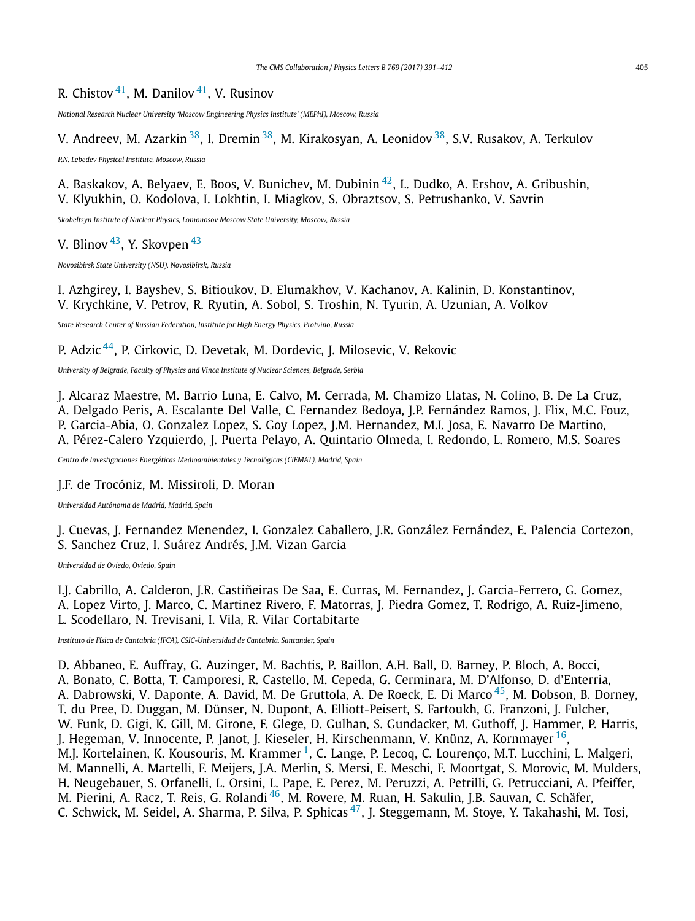R. Chistov [41], M. Danilov [41], V. Rusinov

*National Research Nuclear University 'Moscow Engineering Physics Institute' (MEPhI), Moscow, Russia*

V. Andreev, M. Azarkin [38], I. Dremin [38], M. Kirakosyan, A. Leonidov [38], S.V. Rusakov, A. Terkulov

*P.N. Lebedev Physical Institute, Moscow, Russia*

A. Baskakov, A. Belyaev, E. Boos, V. Bunichev, M. Dubinin [42], L. Dudko, A. Ershov, A. Gribushin, V. Klyukhin, O. Kodolova, I. Lokhtin, I. Miagkov, S. Obraztsov, S. Petrushanko, V. Savrin

*Skobeltsyn Institute of Nuclear Physics, Lomonosov Moscow State University, Moscow, Russia*

V. Blinov [43], Y. Skovpen [43]

*Novosibirsk State University (NSU), Novosibirsk, Russia*

I. Azhgirey, I. Bayshev, S. Bitioukov, D. Elumakhov, V. Kachanov, A. Kalinin, D. Konstantinov, V. Krychkine, V. Petrov, R. Ryutin, A. Sobol, S. Troshin, N. Tyurin, A. Uzunian, A. Volkov

*State Research Center of Russian Federation, Institute for High Energy Physics, Protvino, Russia*

P. Adzic [44], P. Cirkovic, D. Devetak, M. Dordevic, J. Milosevic, V. Rekovic

*University of Belgrade, Faculty of Physics and Vinca Institute of Nuclear Sciences, Belgrade, Serbia*

J. Alcaraz Maestre, M. Barrio Luna, E. Calvo, M. Cerrada, M. Chamizo Llatas, N. Colino, B. De La Cruz, A. Delgado Peris, A. Escalante Del Valle, C. Fernandez Bedoya, J.P. Fernández Ramos, J. Flix, M.C. Fouz, P. Garcia-Abia, O. Gonzalez Lopez, S. Goy Lopez, J.M. Hernandez, M.I. Josa, E. Navarro De Martino, A. Pérez-Calero Yzquierdo, J. Puerta Pelayo, A. Quintario Olmeda, I. Redondo, L. Romero, M.S. Soares

*Centro de Investigaciones Energéticas Medioambientales y Tecnológicas (CIEMAT), Madrid, Spain*

J.F. de Trocóniz, M. Missiroli, D. Moran

*Universidad Autónoma de Madrid, Madrid, Spain*

J. Cuevas, J. Fernandez Menendez, I. Gonzalez Caballero, J.R. González Fernández, E. Palencia Cortezon, S. Sanchez Cruz, I. Suárez Andrés, J.M. Vizan Garcia

*Universidad de Oviedo, Oviedo, Spain*

I.J. Cabrillo, A. Calderon, J.R. Castiñeiras De Saa, E. Curras, M. Fernandez, J. Garcia-Ferrero, G. Gomez, A. Lopez Virto, J. Marco, C. Martinez Rivero, F. Matorras, J. Piedra Gomez, T. Rodrigo, A. Ruiz-Jimeno, L. Scodellaro, N. Trevisani, I. Vila, R. Vilar Cortabitarte

*Instituto de Física de Cantabria (IFCA), CSIC-Universidad de Cantabria, Santander, Spain*

D. Abbaneo, E. Auffray, G. Auzinger, M. Bachtis, P. Baillon, A.H. Ball, D. Barney, P. Bloch, A. Bocci, A. Bonato, C. Botta, T. Camporesi, R. Castello, M. Cepeda, G. Cerminara, M. D'Alfonso, D. d'Enterria, A. Dabrowski, V. Daponte, A. David, M. De Gruttola, A. De Roeck, E. Di Marco [45], M. Dobson, B. Dorney, T. du Pree, D. Duggan, M. Dünser, N. Dupont, A. Elliott-Peisert, S. Fartoukh, G. Franzoni, J. Fulcher, W. Funk, D. Gigi, K. Gill, M. Girone, F. Glege, D. Gulhan, S. Gundacker, M. Guthoff, J. Hammer, P. Harris, J. Hegeman, V. Innocente, P. Janot, J. Kieseler, H. Kirschenmann, V. Knünz, A. Kornmayer [16], M.J. Kortelainen, K. Kousouris, M. Krammer [1], C. Lange, P. Lecoq, C. Lourenço, M.T. Lucchini, L. Malgeri, M. Mannelli, A. Martelli, F. Meijers, J.A. Merlin, S. Mersi, E. Meschi, F. Moortgat, S. Morovic, M. Mulders, H. Neugebauer, S. Orfanelli, L. Orsini, L. Pape, E. Perez, M. Peruzzi, A. Petrilli, G. Petrucciani, A. Pfeiffer, M. Pierini, A. Racz, T. Reis, G. Rolandi [46], M. Rovere, M. Ruan, H. Sakulin, J.B. Sauvan, C. Schäfer, C. Schwick, M. Seidel, A. Sharma, P. Silva, P. Sphicas [47], J. Steggemann, M. Stoye, Y. Takahashi, M. Tosi,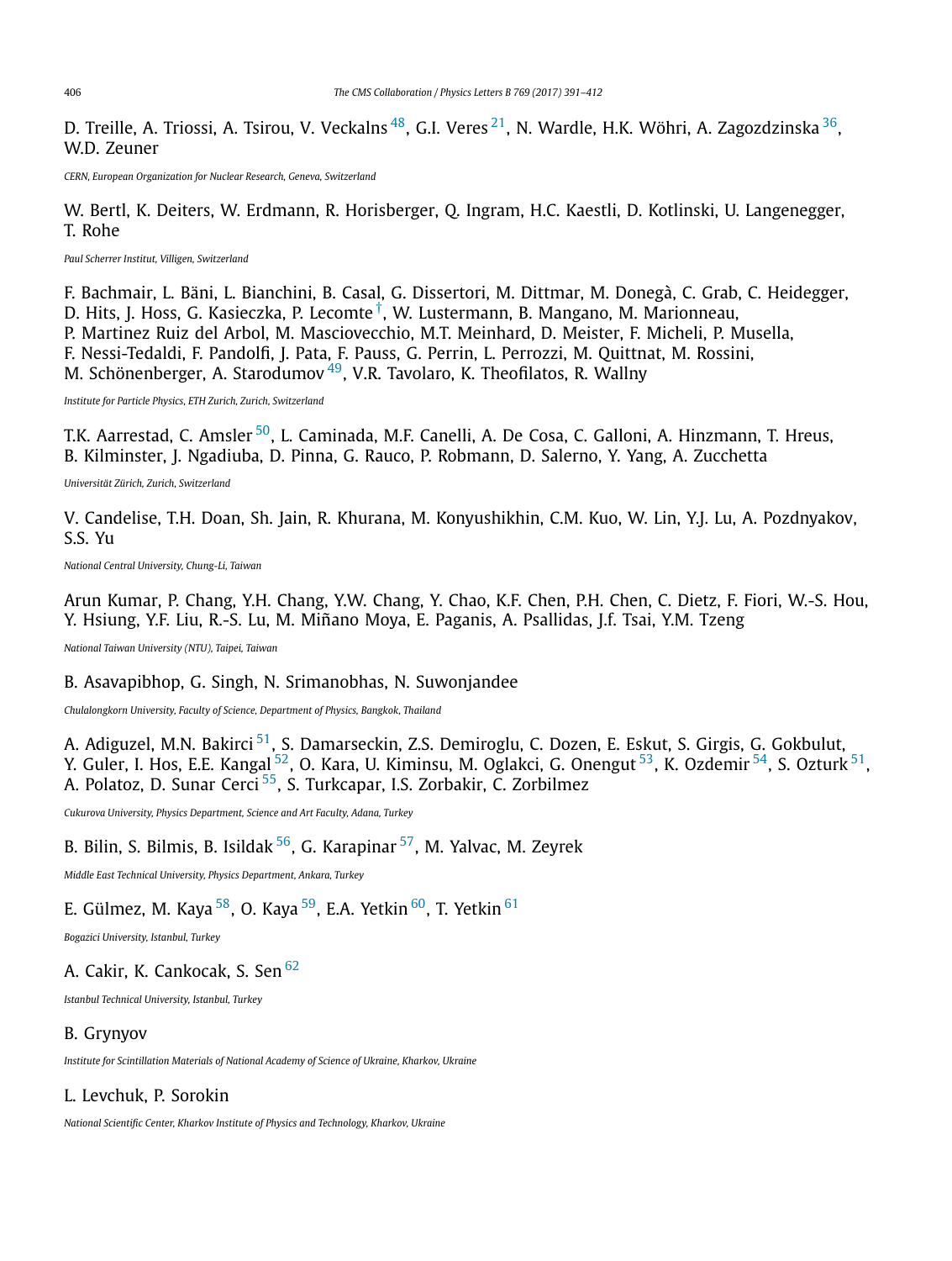D. Treille, A. Triossi, A. Tsirou, V. Veckalns [48], G.I. Veres [21], N. Wardle, H.K. Wöhri, A. Zagozdzinska [36], W.D. Zeuner

*CERN, European Organization for Nuclear Research, Geneva, Switzerland*

W. Bertl, K. Deiters, W. Erdmann, R. Horisberger, Q. Ingram, H.C. Kaestli, D. Kotlinski, U. Langenegger, T. Rohe

*Paul Scherrer Institut, Villigen, Switzerland*

F. Bachmair, L. Bäni, L. Bianchini, B. Casal, G. Dissertori, M. Dittmar, M. Donegà, C. Grab, C. Heidegger, D. Hits, J. Hoss, G. Kasieczka, P. Lecomte [†], W. Lustermann, B. Mangano, M. Marionneau, P. Martinez Ruiz del Arbol, M. Masciovecchio, M.T. Meinhard, D. Meister, F. Micheli, P. Musella, F. Nessi-Tedaldi, F. Pandolfi, J. Pata, F. Pauss, G. Perrin, L. Perrozzi, M. Quittnat, M. Rossini, M. Schönenberger, A. Starodumov [49], V.R. Tavolaro, K. Theofilatos, R. Wallny

*Institute for Particle Physics, ETH Zurich, Zurich, Switzerland*

T.K. Aarrestad, C. Amsler [50], L. Caminada, M.F. Canelli, A. De Cosa, C. Galloni, A. Hinzmann, T. Hreus, B. Kilminster, J. Ngadiuba, D. Pinna, G. Rauco, P. Robmann, D. Salerno, Y. Yang, A. Zucchetta

*Universität Zürich, Zurich, Switzerland*

V. Candelise, T.H. Doan, Sh. Jain, R. Khurana, M. Konyushikhin, C.M. Kuo, W. Lin, Y.J. Lu, A. Pozdnyakov, S.S. Yu

*National Central University, Chung-Li, Taiwan*

Arun Kumar, P. Chang, Y.H. Chang, Y.W. Chang, Y. Chao, K.F. Chen, P.H. Chen, C. Dietz, F. Fiori, W.-S. Hou, Y. Hsiung, Y.F. Liu, R.-S. Lu, M. Miñano Moya, E. Paganis, A. Psallidas, J.f. Tsai, Y.M. Tzeng

*National Taiwan University (NTU), Taipei, Taiwan*

B. Asavapibhop, G. Singh, N. Srimanobhas, N. Suwonjandee

*Chulalongkorn University, Faculty of Science, Department of Physics, Bangkok, Thailand*

A. Adiguzel, M.N. Bakirci [51], S. Damarseckin, Z.S. Demiroglu, C. Dozen, E. Eskut, S. Girgis, G. Gokbulut, Y. Guler, I. Hos, E.E. Kangal [52], O. Kara, U. Kiminsu, M. Oglakci, G. Onengut [53], K. Ozdemir [54], S. Ozturk [51], A. Polatoz, D. Sunar Cerci [55], S. Turkcapar, I.S. Zorbakir, C. Zorbilmez

*Cukurova University, Physics Department, Science and Art Faculty, Adana, Turkey*

B. Bilin, S. Bilmis, B. Isildak [56], G. Karapinar [57], M. Yalvac, M. Zeyrek

*Middle East Technical University, Physics Department, Ankara, Turkey*

E. Gülmez, M. Kaya [58], O. Kaya [59], E.A. Yetkin [60], T. Yetkin [61]

*Bogazici University, Istanbul, Turkey*

A. Cakir, K. Cankocak, S. Sen [62]

*Istanbul Technical University, Istanbul, Turkey*

B. Grynyov

*Institute for Scintillation Materials of National Academy of Science of Ukraine, Kharkov, Ukraine*

L. Levchuk, P. Sorokin

*National Scientific Center, Kharkov Institute of Physics and Technology, Kharkov, Ukraine*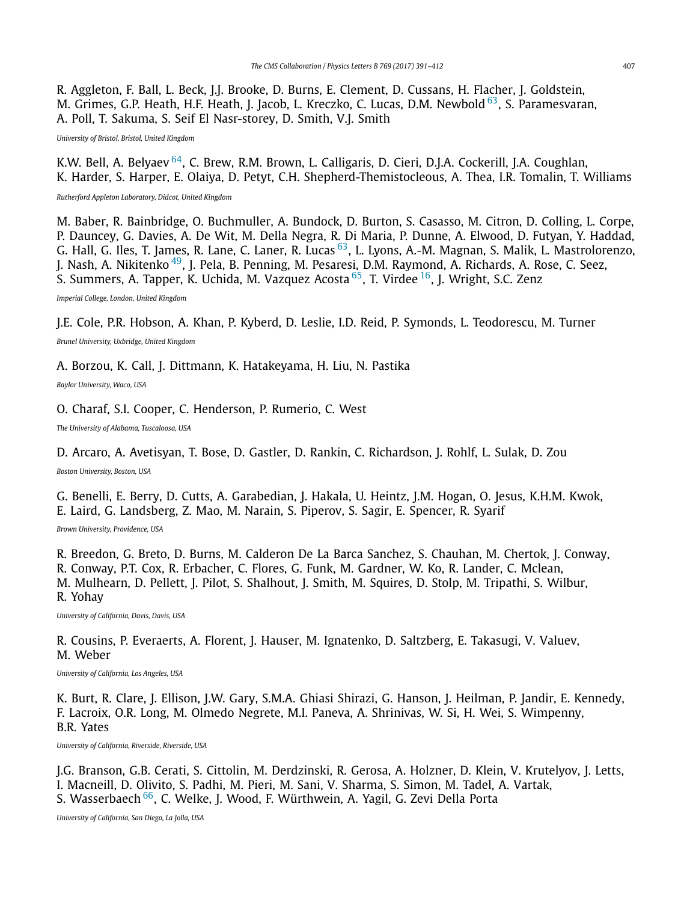R. Aggleton, F. Ball, L. Beck, J.J. Brooke, D. Burns, E. Clement, D. Cussans, H. Flacher, J. Goldstein, M. Grimes, G.P. Heath, H.F. Heath, J. Jacob, L. Kreczko, C. Lucas, D.M. Newbold [63], S. Paramesvaran, A. Poll, T. Sakuma, S. Seif El Nasr-storey, D. Smith, V.J. Smith

*University of Bristol, Bristol, United Kingdom*

K.W. Bell, A. Belyaev [64], C. Brew, R.M. Brown, L. Calligaris, D. Cieri, D.J.A. Cockerill, J.A. Coughlan, K. Harder, S. Harper, E. Olaiya, D. Petyt, C.H. Shepherd-Themistocleous, A. Thea, I.R. Tomalin, T. Williams

*Rutherford Appleton Laboratory, Didcot, United Kingdom*

M. Baber, R. Bainbridge, O. Buchmuller, A. Bundock, D. Burton, S. Casasso, M. Citron, D. Colling, L. Corpe, P. Dauncey, G. Davies, A. De Wit, M. Della Negra, R. Di Maria, P. Dunne, A. Elwood, D. Futyan, Y. Haddad, G. Hall, G. Iles, T. James, R. Lane, C. Laner, R. Lucas [63], L. Lyons, A.-M. Magnan, S. Malik, L. Mastrolorenzo, J. Nash, A. Nikitenko [49], J. Pela, B. Penning, M. Pesaresi, D.M. Raymond, A. Richards, A. Rose, C. Seez, S. Summers, A. Tapper, K. Uchida, M. Vazquez Acosta [65], T. Virdee [16], J. Wright, S.C. Zenz

*Imperial College, London, United Kingdom*

J.E. Cole, P.R. Hobson, A. Khan, P. Kyberd, D. Leslie, I.D. Reid, P. Symonds, L. Teodorescu, M. Turner

*Brunel University, Uxbridge, United Kingdom*

A. Borzou, K. Call, J. Dittmann, K. Hatakeyama, H. Liu, N. Pastika

*Baylor University, Waco, USA*

O. Charaf, S.I. Cooper, C. Henderson, P. Rumerio, C. West

*The University of Alabama, Tuscaloosa, USA*

D. Arcaro, A. Avetisyan, T. Bose, D. Gastler, D. Rankin, C. Richardson, J. Rohlf, L. Sulak, D. Zou

*Boston University, Boston, USA*

G. Benelli, E. Berry, D. Cutts, A. Garabedian, J. Hakala, U. Heintz, J.M. Hogan, O. Jesus, K.H.M. Kwok, E. Laird, G. Landsberg, Z. Mao, M. Narain, S. Piperov, S. Sagir, E. Spencer, R. Syarif

*Brown University, Providence, USA*

R. Breedon, G. Breto, D. Burns, M. Calderon De La Barca Sanchez, S. Chauhan, M. Chertok, J. Conway, R. Conway, P.T. Cox, R. Erbacher, C. Flores, G. Funk, M. Gardner, W. Ko, R. Lander, C. Mclean, M. Mulhearn, D. Pellett, J. Pilot, S. Shalhout, J. Smith, M. Squires, D. Stolp, M. Tripathi, S. Wilbur, R. Yohay

*University of California, Davis, Davis, USA*

R. Cousins, P. Everaerts, A. Florent, J. Hauser, M. Ignatenko, D. Saltzberg, E. Takasugi, V. Valuev, M. Weber

*University of California, Los Angeles, USA*

K. Burt, R. Clare, J. Ellison, J.W. Gary, S.M.A. Ghiasi Shirazi, G. Hanson, J. Heilman, P. Jandir, E. Kennedy, F. Lacroix, O.R. Long, M. Olmedo Negrete, M.I. Paneva, A. Shrinivas, W. Si, H. Wei, S. Wimpenny, B.R. Yates

*University of California, Riverside, Riverside, USA*

J.G. Branson, G.B. Cerati, S. Cittolin, M. Derdzinski, R. Gerosa, A. Holzner, D. Klein, V. Krutelyov, J. Letts, I. Macneill, D. Olivito, S. Padhi, M. Pieri, M. Sani, V. Sharma, S. Simon, M. Tadel, A. Vartak, S. Wasserbaech [66], C. Welke, J. Wood, F. Würthwein, A. Yagil, G. Zevi Della Porta

*University of California, San Diego, La Jolla, USA*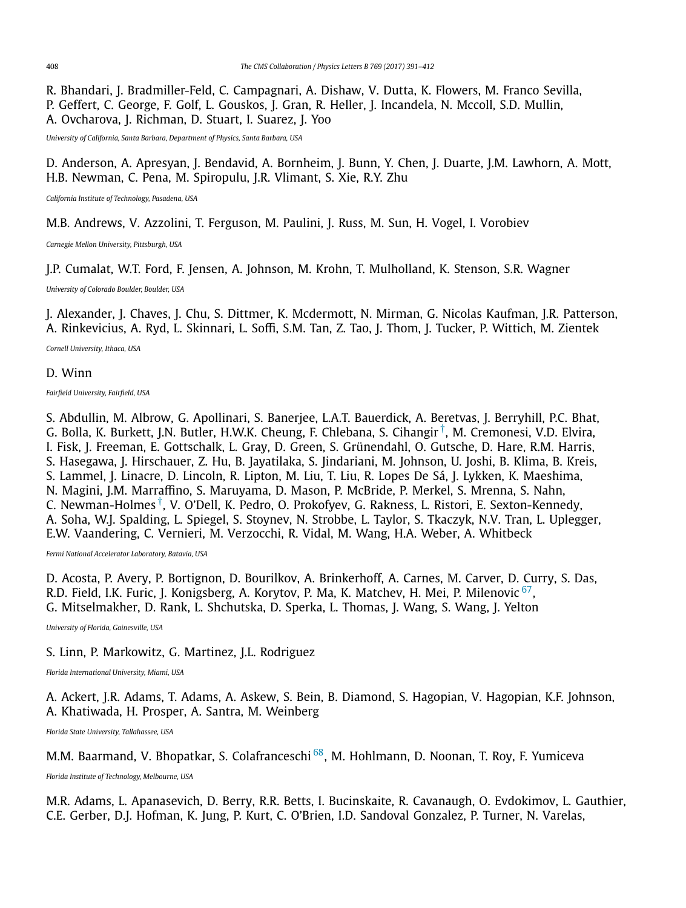R. Bhandari, J. Bradmiller-Feld, C. Campagnari, A. Dishaw, V. Dutta, K. Flowers, M. Franco Sevilla, P. Geffert, C. George, F. Golf, L. Gouskos, J. Gran, R. Heller, J. Incandela, N. Mccoll, S.D. Mullin, A. Ovcharova, J. Richman, D. Stuart, I. Suarez, J. Yoo

*University of California, Santa Barbara, Department of Physics, Santa Barbara, USA*

D. Anderson, A. Apresyan, J. Bendavid, A. Bornheim, J. Bunn, Y. Chen, J. Duarte, J.M. Lawhorn, A. Mott, H.B. Newman, C. Pena, M. Spiropulu, J.R. Vlimant, S. Xie, R.Y. Zhu

*California Institute of Technology, Pasadena, USA*

M.B. Andrews, V. Azzolini, T. Ferguson, M. Paulini, J. Russ, M. Sun, H. Vogel, I. Vorobiev

*Carnegie Mellon University, Pittsburgh, USA*

J.P. Cumalat, W.T. Ford, F. Jensen, A. Johnson, M. Krohn, T. Mulholland, K. Stenson, S.R. Wagner

*University of Colorado Boulder, Boulder, USA*

J. Alexander, J. Chaves, J. Chu, S. Dittmer, K. Mcdermott, N. Mirman, G. Nicolas Kaufman, J.R. Patterson, A. Rinkevicius, A. Ryd, L. Skinnari, L. Soffi, S.M. Tan, Z. Tao, J. Thom, J. Tucker, P. Wittich, M. Zientek

*Cornell University, Ithaca, USA*

D. Winn

*Fairfield University, Fairfield, USA*

S. Abdullin, M. Albrow, G. Apollinari, S. Banerjee, L.A.T. Bauerdick, A. Beretvas, J. Berryhill, P.C. Bhat, G. Bolla, K. Burkett, J.N. Butler, H.W.K. Cheung, F. Chlebana, S. Cihangir[†], M. Cremonesi, V.D. Elvira, I. Fisk, J. Freeman, E. Gottschalk, L. Gray, D. Green, S. Grünendahl, O. Gutsche, D. Hare, R.M. Harris, S. Hasegawa, J. Hirschauer, Z. Hu, B. Jayatilaka, S. Jindariani, M. Johnson, U. Joshi, B. Klima, B. Kreis, S. Lammel, J. Linacre, D. Lincoln, R. Lipton, M. Liu, T. Liu, R. Lopes De Sá, J. Lykken, K. Maeshima, N. Magini, J.M. Marraffino, S. Maruyama, D. Mason, P. McBride, P. Merkel, S. Mrenna, S. Nahn, C. Newman-Holmes[†], V. O'Dell, K. Pedro, O. Prokofyev, G. Rakness, L. Ristori, E. Sexton-Kennedy, A. Soha, W.J. Spalding, L. Spiegel, S. Stoynev, N. Strobbe, L. Taylor, S. Tkaczyk, N.V. Tran, L. Uplegger, E.W. Vaandering, C. Vernieri, M. Verzocchi, R. Vidal, M. Wang, H.A. Weber, A. Whitbeck

*Fermi National Accelerator Laboratory, Batavia, USA*

D. Acosta, P. Avery, P. Bortignon, D. Bourilkov, A. Brinkerhoff, A. Carnes, M. Carver, D. Curry, S. Das, R.D. Field, I.K. Furic, J. Konigsberg, A. Korytov, P. Ma, K. Matchev, H. Mei, P. Milenovic[67], G. Mitselmakher, D. Rank, L. Shchutska, D. Sperka, L. Thomas, J. Wang, S. Wang, J. Yelton

*University of Florida, Gainesville, USA*

S. Linn, P. Markowitz, G. Martinez, J.L. Rodriguez

*Florida International University, Miami, USA*

A. Ackert, J.R. Adams, T. Adams, A. Askew, S. Bein, B. Diamond, S. Hagopian, V. Hagopian, K.F. Johnson, A. Khatiwada, H. Prosper, A. Santra, M. Weinberg

*Florida State University, Tallahassee, USA*

M.M. Baarmand, V. Bhopatkar, S. Colafranceschi[68], M. Hohlmann, D. Noonan, T. Roy, F. Yumiceva

*Florida Institute of Technology, Melbourne, USA*

M.R. Adams, L. Apanasevich, D. Berry, R.R. Betts, I. Bucinskaite, R. Cavanaugh, O. Evdokimov, L. Gauthier, C.E. Gerber, D.J. Hofman, K. Jung, P. Kurt, C. O'Brien, I.D. Sandoval Gonzalez, P. Turner, N. Varelas,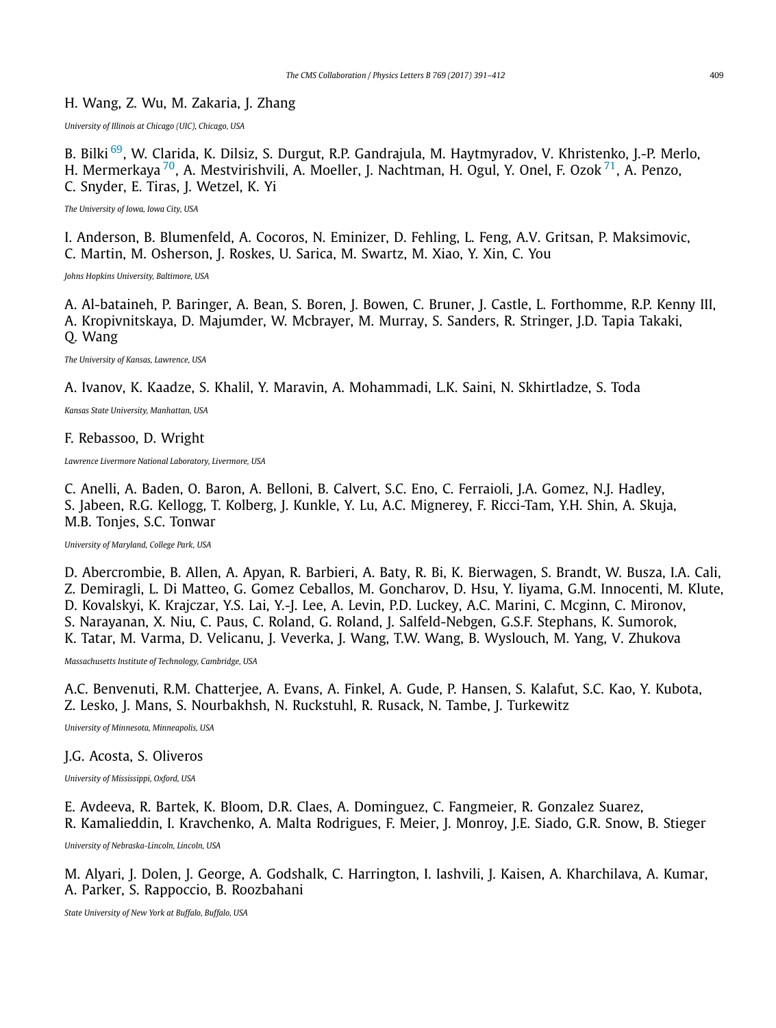H. Wang, Z. Wu, M. Zakaria, J. Zhang

*University of Illinois at Chicago (UIC), Chicago, USA*

B. Bilki [69], W. Clarida, K. Dilsiz, S. Durgut, R.P. Gandrajula, M. Haytmyradov, V. Khristenko, J.-P. Merlo, H. Mermerkaya [70], A. Mestvirishvili, A. Moeller, J. Nachtman, H. Ogul, Y. Onel, F. Ozok [71], A. Penzo, C. Snyder, E. Tiras, J. Wetzel, K. Yi

*The University of Iowa, Iowa City, USA*

I. Anderson, B. Blumenfeld, A. Cocoros, N. Eminizer, D. Fehling, L. Feng, A.V. Gritsan, P. Maksimovic, C. Martin, M. Osherson, J. Roskes, U. Sarica, M. Swartz, M. Xiao, Y. Xin, C. You

*Johns Hopkins University, Baltimore, USA*

A. Al-bataineh, P. Baringer, A. Bean, S. Boren, J. Bowen, C. Bruner, J. Castle, L. Forthomme, R.P. Kenny III, A. Kropivnitskaya, D. Majumder, W. Mcbrayer, M. Murray, S. Sanders, R. Stringer, J.D. Tapia Takaki, Q. Wang

*The University of Kansas, Lawrence, USA*

A. Ivanov, K. Kaadze, S. Khalil, Y. Maravin, A. Mohammadi, L.K. Saini, N. Skhirtladze, S. Toda

*Kansas State University, Manhattan, USA*

F. Rebassoo, D. Wright

*Lawrence Livermore National Laboratory, Livermore, USA*

C. Anelli, A. Baden, O. Baron, A. Belloni, B. Calvert, S.C. Eno, C. Ferraioli, J.A. Gomez, N.J. Hadley, S. Jabeen, R.G. Kellogg, T. Kolberg, J. Kunkle, Y. Lu, A.C. Mignerey, F. Ricci-Tam, Y.H. Shin, A. Skuja, M.B. Tonjes, S.C. Tonwar

*University of Maryland, College Park, USA*

D. Abercrombie, B. Allen, A. Apyan, R. Barbieri, A. Baty, R. Bi, K. Bierwagen, S. Brandt, W. Busza, I.A. Cali, Z. Demiragli, L. Di Matteo, G. Gomez Ceballos, M. Goncharov, D. Hsu, Y. Iiyama, G.M. Innocenti, M. Klute, D. Kovalskyi, K. Krajczar, Y.S. Lai, Y.-J. Lee, A. Levin, P.D. Luckey, A.C. Marini, C. Mcginn, C. Mironov, S. Narayanan, X. Niu, C. Paus, C. Roland, G. Roland, J. Salfeld-Nebgen, G.S.F. Stephans, K. Sumorok, K. Tatar, M. Varma, D. Velicanu, J. Veverka, J. Wang, T.W. Wang, B. Wyslouch, M. Yang, V. Zhukova

*Massachusetts Institute of Technology, Cambridge, USA*

A.C. Benvenuti, R.M. Chatterjee, A. Evans, A. Finkel, A. Gude, P. Hansen, S. Kalafut, S.C. Kao, Y. Kubota, Z. Lesko, J. Mans, S. Nourbakhsh, N. Ruckstuhl, R. Rusack, N. Tambe, J. Turkewitz

*University of Minnesota, Minneapolis, USA*

J.G. Acosta, S. Oliveros

*University of Mississippi, Oxford, USA*

E. Avdeeva, R. Bartek, K. Bloom, D.R. Claes, A. Dominguez, C. Fangmeier, R. Gonzalez Suarez, R. Kamalieddin, I. Kravchenko, A. Malta Rodrigues, F. Meier, J. Monroy, J.E. Siado, G.R. Snow, B. Stieger

*University of Nebraska-Lincoln, Lincoln, USA*

M. Alyari, J. Dolen, J. George, A. Godshalk, C. Harrington, I. Iashvili, J. Kaisen, A. Kharchilava, A. Kumar, A. Parker, S. Rappoccio, B. Roozbahani

*State University of New York at Buffalo, Buffalo, USA*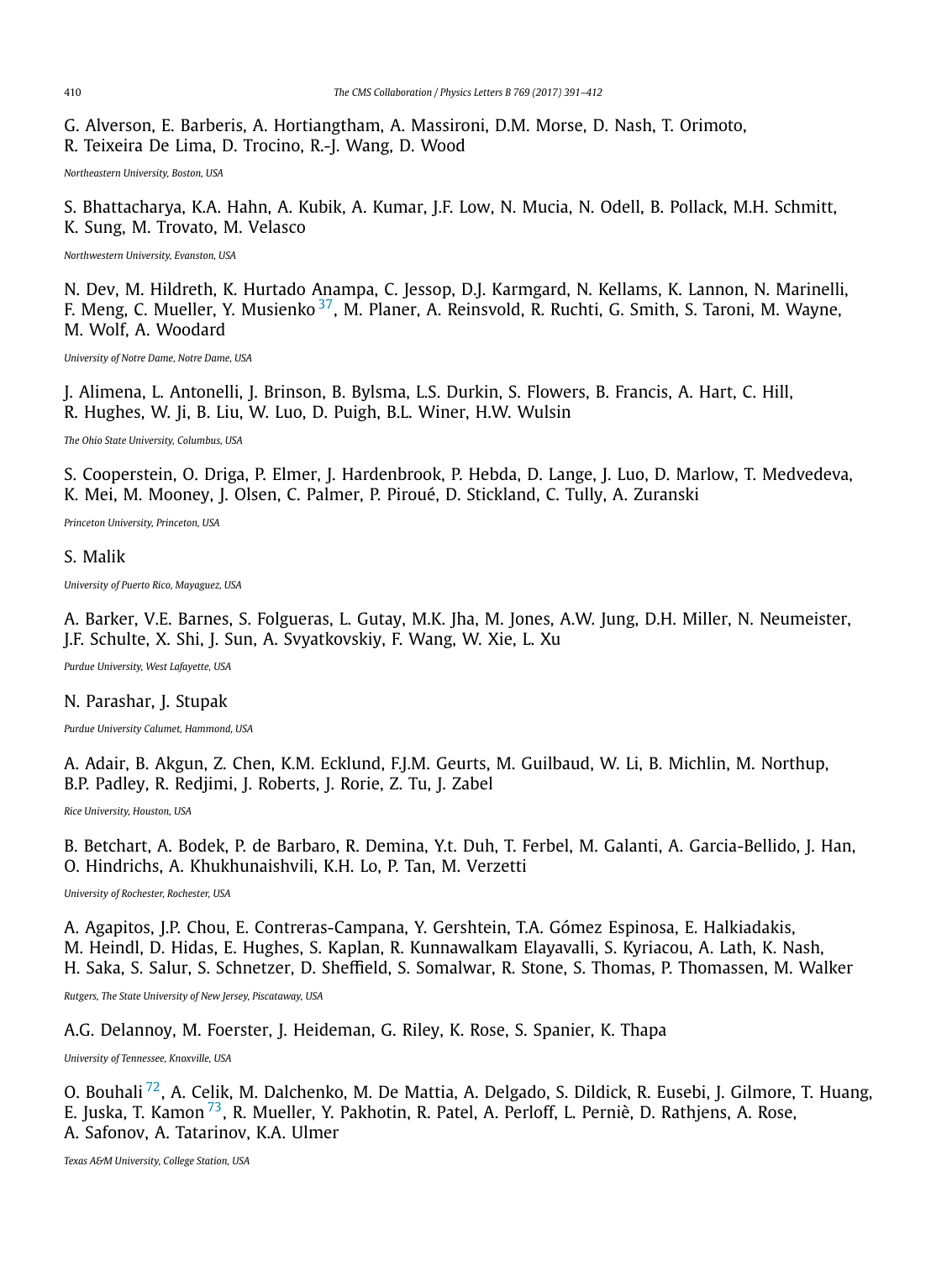G. Alverson, E. Barberis, A. Hortiangtham, A. Massironi, D.M. Morse, D. Nash, T. Orimoto, R. Teixeira De Lima, D. Trocino, R.-J. Wang, D. Wood

*Northeastern University, Boston, USA*

S. Bhattacharya, K.A. Hahn, A. Kubik, A. Kumar, J.F. Low, N. Mucia, N. Odell, B. Pollack, M.H. Schmitt, K. Sung, M. Trovato, M. Velasco

*Northwestern University, Evanston, USA*

N. Dev, M. Hildreth, K. Hurtado Anampa, C. Jessop, D.J. Karmgard, N. Kellams, K. Lannon, N. Marinelli, F. Meng, C. Mueller, Y. Musienko [37], M. Planer, A. Reinsvold, R. Ruchti, G. Smith, S. Taroni, M. Wayne, M. Wolf, A. Woodard

*University of Notre Dame, Notre Dame, USA*

J. Alimena, L. Antonelli, J. Brinson, B. Bylsma, L.S. Durkin, S. Flowers, B. Francis, A. Hart, C. Hill, R. Hughes, W. Ji, B. Liu, W. Luo, D. Puigh, B.L. Winer, H.W. Wulsin

*The Ohio State University, Columbus, USA*

S. Cooperstein, O. Driga, P. Elmer, J. Hardenbrook, P. Hebda, D. Lange, J. Luo, D. Marlow, T. Medvedeva, K. Mei, M. Mooney, J. Olsen, C. Palmer, P. Piroué, D. Stickland, C. Tully, A. Zuranski

*Princeton University, Princeton, USA*

S. Malik

*University of Puerto Rico, Mayaguez, USA*

A. Barker, V.E. Barnes, S. Folgueras, L. Gutay, M.K. Jha, M. Jones, A.W. Jung, D.H. Miller, N. Neumeister, J.F. Schulte, X. Shi, J. Sun, A. Svyatkovskiy, F. Wang, W. Xie, L. Xu

*Purdue University, West Lafayette, USA*

N. Parashar, J. Stupak

*Purdue University Calumet, Hammond, USA*

A. Adair, B. Akgun, Z. Chen, K.M. Ecklund, F.J.M. Geurts, M. Guilbaud, W. Li, B. Michlin, M. Northup, B.P. Padley, R. Redjimi, J. Roberts, J. Rorie, Z. Tu, J. Zabel

*Rice University, Houston, USA*

B. Betchart, A. Bodek, P. de Barbaro, R. Demina, Y.t. Duh, T. Ferbel, M. Galanti, A. Garcia-Bellido, J. Han, O. Hindrichs, A. Khukhunaishvili, K.H. Lo, P. Tan, M. Verzetti

*University of Rochester, Rochester, USA*

A. Agapitos, J.P. Chou, E. Contreras-Campana, Y. Gershtein, T.A. Gómez Espinosa, E. Halkiadakis, M. Heindl, D. Hidas, E. Hughes, S. Kaplan, R. Kunnawalkam Elayavalli, S. Kyriacou, A. Lath, K. Nash, H. Saka, S. Salur, S. Schnetzer, D. Sheffield, S. Somalwar, R. Stone, S. Thomas, P. Thomassen, M. Walker

*Rutgers, The State University of New Jersey, Piscataway, USA*

A.G. Delannoy, M. Foerster, J. Heideman, G. Riley, K. Rose, S. Spanier, K. Thapa

*University of Tennessee, Knoxville, USA*

O. Bouhali [72], A. Celik, M. Dalchenko, M. De Mattia, A. Delgado, S. Dildick, R. Eusebi, J. Gilmore, T. Huang, E. Juska, T. Kamon [73], R. Mueller, Y. Pakhotin, R. Patel, A. Perloff, L. Perniè, D. Rathjens, A. Rose, A. Safonov, A. Tatarinov, K.A. Ulmer

*Texas A&M University, College Station, USA*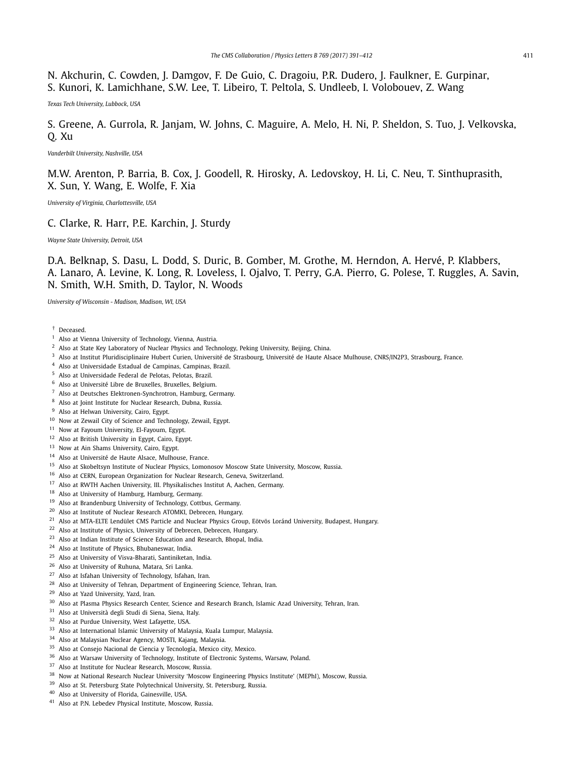N. Akchurin, C. Cowden, J. Damgov, F. De Guio, C. Dragoiu, P.R. Dudero, J. Faulkner, E. Gurpinar, S. Kunori, K. Lamichhane, S.W. Lee, T. Libeiro, T. Peltola, S. Undleeb, I. Volobouev, Z. Wang

*Texas Tech University, Lubbock, USA*

S. Greene, A. Gurrola, R. Janjam, W. Johns, C. Maguire, A. Melo, H. Ni, P. Sheldon, S. Tuo, J. Velkovska, Q. Xu

*Vanderbilt University, Nashville, USA*

M.W. Arenton, P. Barria, B. Cox, J. Goodell, R. Hirosky, A. Ledovskoy, H. Li, C. Neu, T. Sinthuprasith, X. Sun, Y. Wang, E. Wolfe, F. Xia

*University of Virginia, Charlottesville, USA*

C. Clarke, R. Harr, P.E. Karchin, J. Sturdy

*Wayne State University, Detroit, USA*

D.A. Belknap, S. Dasu, L. Dodd, S. Duric, B. Gomber, M. Grothe, M. Herndon, A. Hervé, P. Klabbers, A. Lanaro, A. Levine, K. Long, R. Loveless, I. Ojalvo, T. Perry, G.A. Pierro, G. Polese, T. Ruggles, A. Savin, N. Smith, W.H. Smith, D. Taylor, N. Woods

*University of Wisconsin - Madison, Madison, WI, USA*

† Deceased.
[1] Also at Vienna University of Technology, Vienna, Austria.
[2] Also at State Key Laboratory of Nuclear Physics and Technology, Peking University, Beijing, China.
[3] Also at Institut Pluridisciplinaire Hubert Curien, Université de Strasbourg, Université de Haute Alsace Mulhouse, CNRS/IN2P3, Strasbourg, France.
[4] Also at Universidade Estadual de Campinas, Campinas, Brazil.
[5] Also at Universidade Federal de Pelotas, Pelotas, Brazil.
[6] Also at Université Libre de Bruxelles, Bruxelles, Belgium.
[7] Also at Deutsches Elektronen-Synchrotron, Hamburg, Germany.
[8] Also at Joint Institute for Nuclear Research, Dubna, Russia.
[9] Also at Helwan University, Cairo, Egypt.
[10] Now at Zewail City of Science and Technology, Zewail, Egypt.
[11] Now at Fayoum University, El-Fayoum, Egypt.
[12] Also at British University in Egypt, Cairo, Egypt.
[13] Now at Ain Shams University, Cairo, Egypt.
[14] Also at Université de Haute Alsace, Mulhouse, France.
[15] Also at Skobeltsyn Institute of Nuclear Physics, Lomonosov Moscow State University, Moscow, Russia.
[16] Also at CERN, European Organization for Nuclear Research, Geneva, Switzerland.
[17] Also at RWTH Aachen University, III. Physikalisches Institut A, Aachen, Germany.
[18] Also at University of Hamburg, Hamburg, Germany.
[19] Also at Brandenburg University of Technology, Cottbus, Germany.
[20] Also at Institute of Nuclear Research ATOMKI, Debrecen, Hungary.
[21] Also at MTA-ELTE Lendület CMS Particle and Nuclear Physics Group, Eötvös Loránd University, Budapest, Hungary.
[22] Also at Institute of Physics, University of Debrecen, Debrecen, Hungary.
[23] Also at Indian Institute of Science Education and Research, Bhopal, India.
[24] Also at Institute of Physics, Bhubaneswar, India.
[25] Also at University of Visva-Bharati, Santiniketan, India.
[26] Also at University of Ruhuna, Matara, Sri Lanka.
[27] Also at Isfahan University of Technology, Isfahan, Iran.
[28] Also at University of Tehran, Department of Engineering Science, Tehran, Iran.
[29] Also at Yazd University, Yazd, Iran.
[30] Also at Plasma Physics Research Center, Science and Research Branch, Islamic Azad University, Tehran, Iran.
[31] Also at Università degli Studi di Siena, Siena, Italy.
[32] Also at Purdue University, West Lafayette, USA.
[33] Also at International Islamic University of Malaysia, Kuala Lumpur, Malaysia.
[34] Also at Malaysian Nuclear Agency, MOSTI, Kajang, Malaysia.
[35] Also at Consejo Nacional de Ciencia y Tecnología, Mexico city, Mexico.
[36] Also at Warsaw University of Technology, Institute of Electronic Systems, Warsaw, Poland.
[37] Also at Institute for Nuclear Research, Moscow, Russia.
[38] Now at National Research Nuclear University 'Moscow Engineering Physics Institute' (MEPhI), Moscow, Russia.
[39] Also at St. Petersburg State Polytechnical University, St. Petersburg, Russia.
[40] Also at University of Florida, Gainesville, USA.
[41] Also at P.N. Lebedev Physical Institute, Moscow, Russia.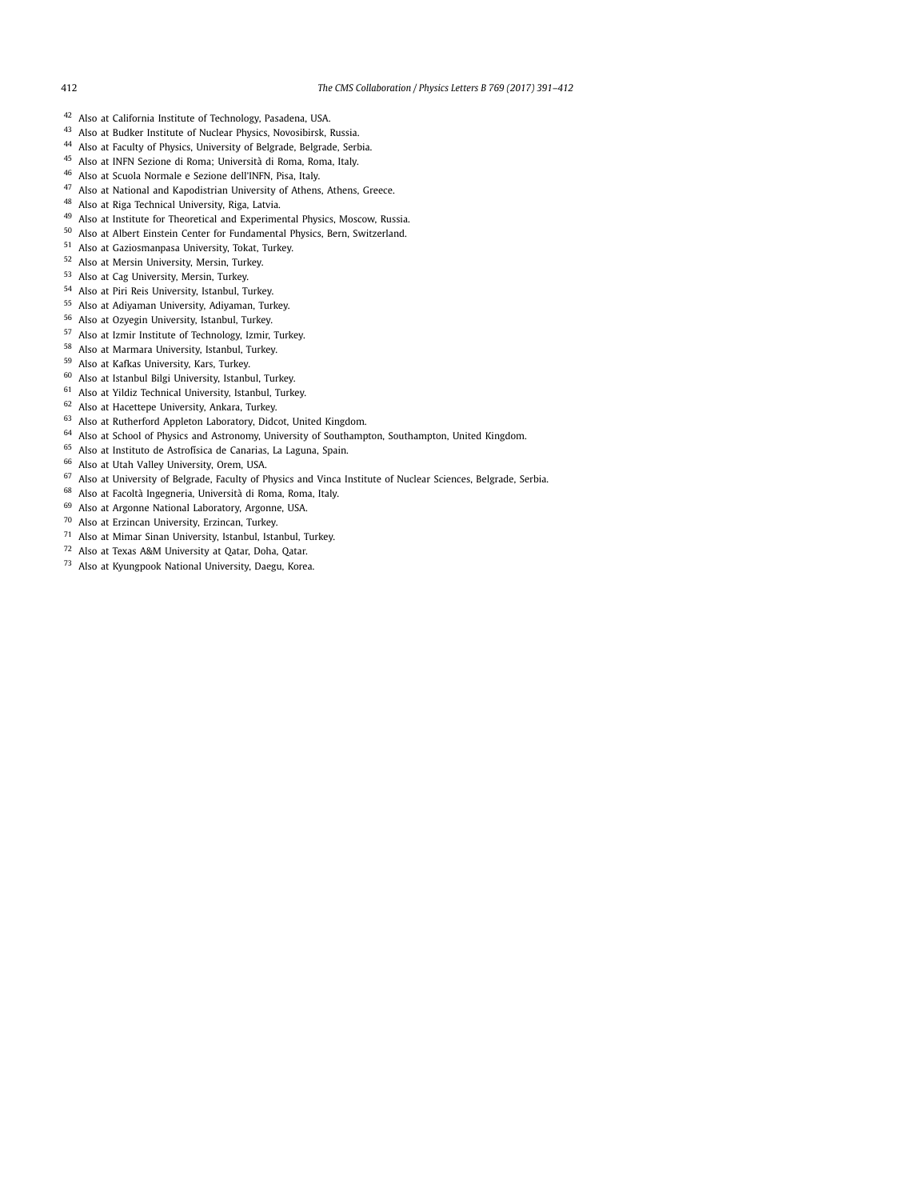[42] Also at California Institute of Technology, Pasadena, USA.
[43] Also at Budker Institute of Nuclear Physics, Novosibirsk, Russia.
[44] Also at Faculty of Physics, University of Belgrade, Belgrade, Serbia.
[45] Also at INFN Sezione di Roma; Università di Roma, Roma, Italy.
[46] Also at Scuola Normale e Sezione dell'INFN, Pisa, Italy.
[47] Also at National and Kapodistrian University of Athens, Athens, Greece.
[48] Also at Riga Technical University, Riga, Latvia.
[49] Also at Institute for Theoretical and Experimental Physics, Moscow, Russia.
[50] Also at Albert Einstein Center for Fundamental Physics, Bern, Switzerland.
[51] Also at Gaziosmanpasa University, Tokat, Turkey.
[52] Also at Mersin University, Mersin, Turkey.
[53] Also at Cag University, Mersin, Turkey.
[54] Also at Piri Reis University, Istanbul, Turkey.
[55] Also at Adiyaman University, Adiyaman, Turkey.
[56] Also at Ozyegin University, Istanbul, Turkey.
[57] Also at Izmir Institute of Technology, Izmir, Turkey.
[58] Also at Marmara University, Istanbul, Turkey.
[59] Also at Kafkas University, Kars, Turkey.
[60] Also at Istanbul Bilgi University, Istanbul, Turkey.
[61] Also at Yildiz Technical University, Istanbul, Turkey.
[62] Also at Hacettepe University, Ankara, Turkey.
[63] Also at Rutherford Appleton Laboratory, Didcot, United Kingdom.
[64] Also at School of Physics and Astronomy, University of Southampton, Southampton, United Kingdom.
[65] Also at Instituto de Astrofísica de Canarias, La Laguna, Spain.
[66] Also at Utah Valley University, Orem, USA.
[67] Also at University of Belgrade, Faculty of Physics and Vinca Institute of Nuclear Sciences, Belgrade, Serbia.
[68] Also at Facoltà Ingegneria, Università di Roma, Roma, Italy.
[69] Also at Argonne National Laboratory, Argonne, USA.
[70] Also at Erzincan University, Erzincan, Turkey.
[71] Also at Mimar Sinan University, Istanbul, Istanbul, Turkey.
[72] Also at Texas A&M University at Qatar, Doha, Qatar.
[73] Also at Kyungpook National University, Daegu, Korea.